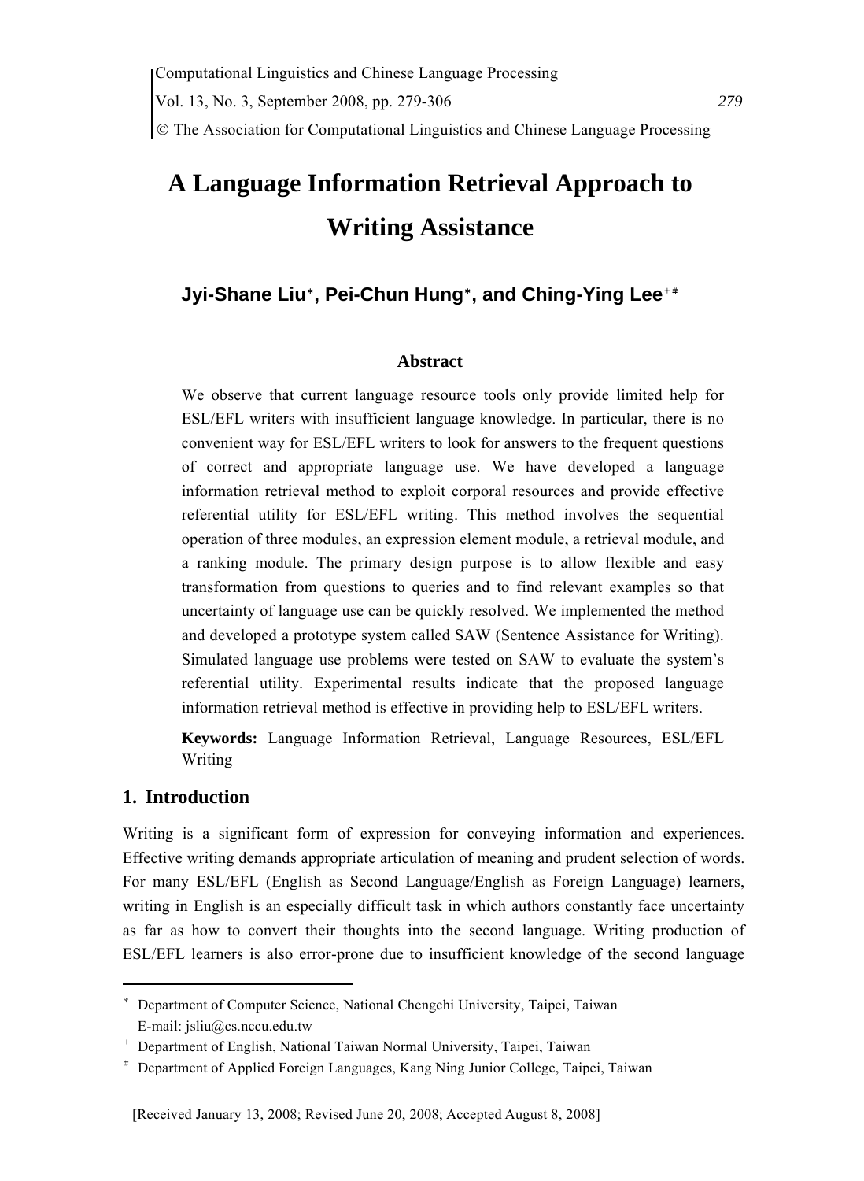# A Language Information Retrieval Approach to Writing Assistance

**Jyi-Shane Liu[∗], Pei-Chun Hung[∗], and Ching-Ying Lee[+#]**

## Abstract

We observe that current language resource tools only provide limited help for ESL/EFL writers with insufficient language knowledge. In particular, there is no convenient way for ESL/EFL writers to look for answers to the frequent questions of correct and appropriate language use. We have developed a language information retrieval method to exploit corporal resources and provide effective referential utility for ESL/EFL writing. This method involves the sequential operation of three modules, an expression element module, a retrieval module, and a ranking module. The primary design purpose is to allow flexible and easy transformation from questions to queries and to find relevant examples so that uncertainty of language use can be quickly resolved. We implemented the method and developed a prototype system called SAW (Sentence Assistance for Writing). Simulated language use problems were tested on SAW to evaluate the system's referential utility. Experimental results indicate that the proposed language information retrieval method is effective in providing help to ESL/EFL writers.

**Keywords:** Language Information Retrieval, Language Resources, ESL/EFL Writing

## 1. Introduction

Writing is a significant form of expression for conveying information and experiences. Effective writing demands appropriate articulation of meaning and prudent selection of words. For many ESL/EFL (English as Second Language/English as Foreign Language) learners, writing in English is an especially difficult task in which authors constantly face uncertainty as far as how to convert their thoughts into the second language. Writing production of ESL/EFL learners is also error-prone due to insufficient knowledge of the second language

---

[∗] Department of Computer Science, National Chengchi University, Taipei, Taiwan
E-mail: jsliu@cs.nccu.edu.tw

[+] Department of English, National Taiwan Normal University, Taipei, Taiwan

[#] Department of Applied Foreign Languages, Kang Ning Junior College, Taipei, Taiwan

[Received January 13, 2008; Revised June 20, 2008; Accepted August 8, 2008]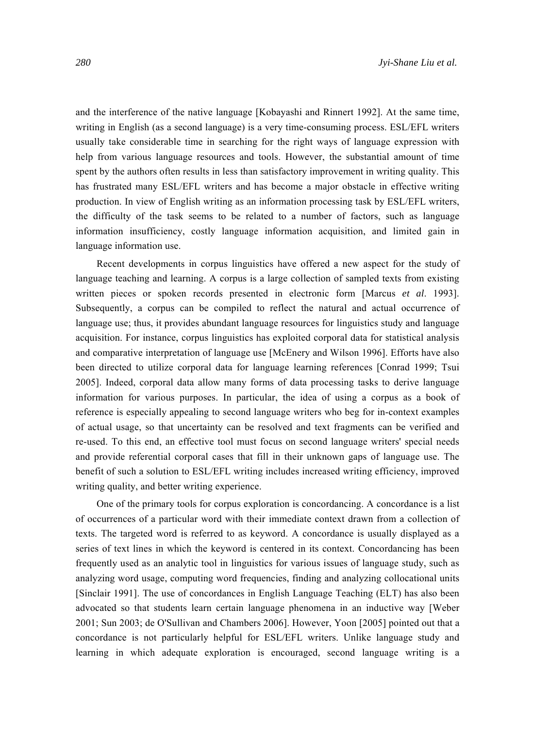and the interference of the native language [Kobayashi and Rinnert 1992]. At the same time, writing in English (as a second language) is a very time-consuming process. ESL/EFL writers usually take considerable time in searching for the right ways of language expression with help from various language resources and tools. However, the substantial amount of time spent by the authors often results in less than satisfactory improvement in writing quality. This has frustrated many ESL/EFL writers and has become a major obstacle in effective writing production. In view of English writing as an information processing task by ESL/EFL writers, the difficulty of the task seems to be related to a number of factors, such as language information insufficiency, costly language information acquisition, and limited gain in language information use.

Recent developments in corpus linguistics have offered a new aspect for the study of language teaching and learning. A corpus is a large collection of sampled texts from existing written pieces or spoken records presented in electronic form [Marcus *et al*. 1993]. Subsequently, a corpus can be compiled to reflect the natural and actual occurrence of language use; thus, it provides abundant language resources for linguistics study and language acquisition. For instance, corpus linguistics has exploited corporal data for statistical analysis and comparative interpretation of language use [McEnery and Wilson 1996]. Efforts have also been directed to utilize corporal data for language learning references [Conrad 1999; Tsui 2005]. Indeed, corporal data allow many forms of data processing tasks to derive language information for various purposes. In particular, the idea of using a corpus as a book of reference is especially appealing to second language writers who beg for in-context examples of actual usage, so that uncertainty can be resolved and text fragments can be verified and re-used. To this end, an effective tool must focus on second language writers' special needs and provide referential corporal cases that fill in their unknown gaps of language use. The benefit of such a solution to ESL/EFL writing includes increased writing efficiency, improved writing quality, and better writing experience.

One of the primary tools for corpus exploration is concordancing. A concordance is a list of occurrences of a particular word with their immediate context drawn from a collection of texts. The targeted word is referred to as keyword. A concordance is usually displayed as a series of text lines in which the keyword is centered in its context. Concordancing has been frequently used as an analytic tool in linguistics for various issues of language study, such as analyzing word usage, computing word frequencies, finding and analyzing collocational units [Sinclair 1991]. The use of concordances in English Language Teaching (ELT) has also been advocated so that students learn certain language phenomena in an inductive way [Weber 2001; Sun 2003; de O'Sullivan and Chambers 2006]. However, Yoon [2005] pointed out that a concordance is not particularly helpful for ESL/EFL writers. Unlike language study and learning in which adequate exploration is encouraged, second language writing is a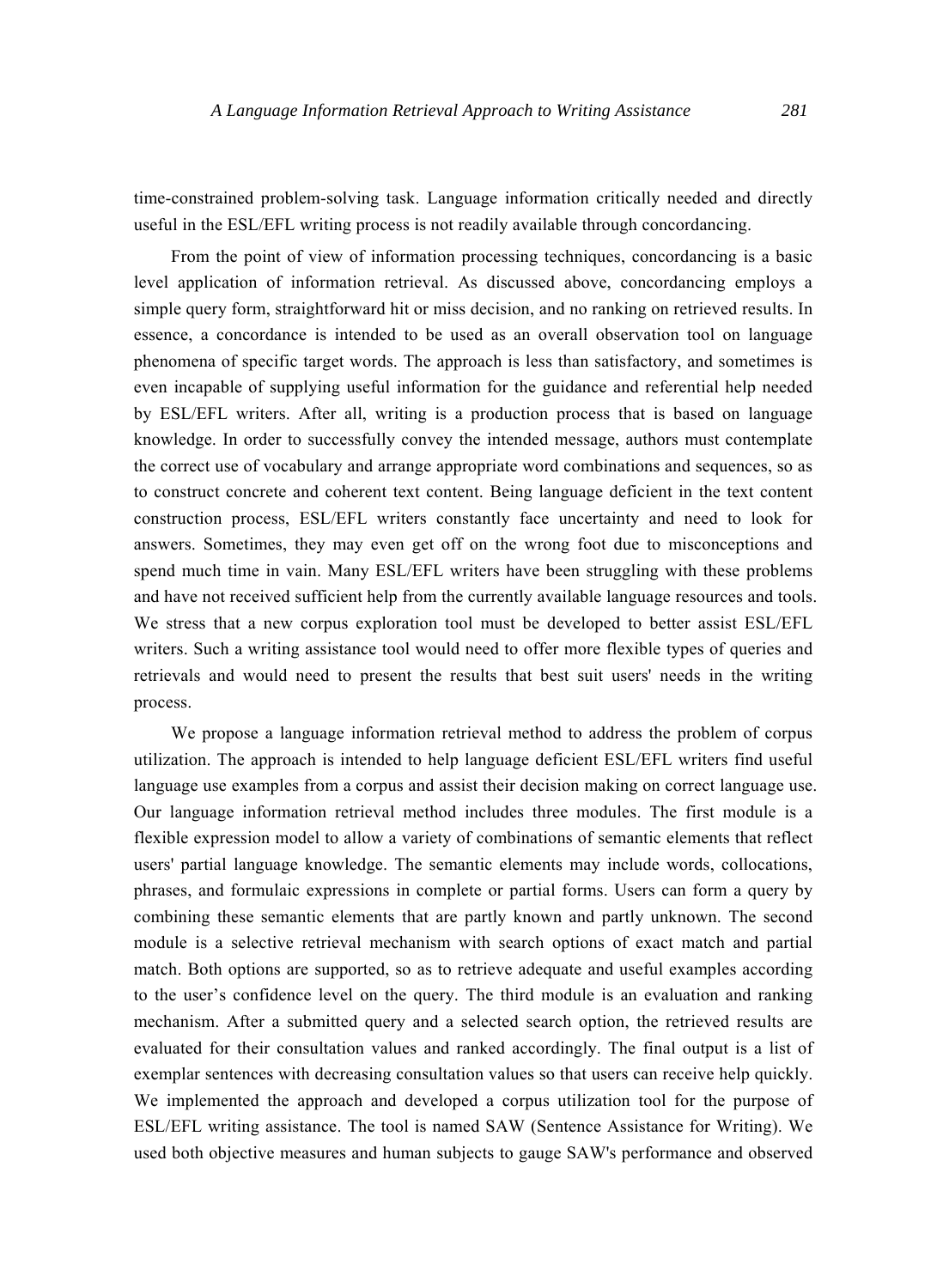time-constrained problem-solving task. Language information critically needed and directly useful in the ESL/EFL writing process is not readily available through concordancing.

From the point of view of information processing techniques, concordancing is a basic level application of information retrieval. As discussed above, concordancing employs a simple query form, straightforward hit or miss decision, and no ranking on retrieved results. In essence, a concordance is intended to be used as an overall observation tool on language phenomena of specific target words. The approach is less than satisfactory, and sometimes is even incapable of supplying useful information for the guidance and referential help needed by ESL/EFL writers. After all, writing is a production process that is based on language knowledge. In order to successfully convey the intended message, authors must contemplate the correct use of vocabulary and arrange appropriate word combinations and sequences, so as to construct concrete and coherent text content. Being language deficient in the text content construction process, ESL/EFL writers constantly face uncertainty and need to look for answers. Sometimes, they may even get off on the wrong foot due to misconceptions and spend much time in vain. Many ESL/EFL writers have been struggling with these problems and have not received sufficient help from the currently available language resources and tools. We stress that a new corpus exploration tool must be developed to better assist ESL/EFL writers. Such a writing assistance tool would need to offer more flexible types of queries and retrievals and would need to present the results that best suit users' needs in the writing process.

We propose a language information retrieval method to address the problem of corpus utilization. The approach is intended to help language deficient ESL/EFL writers find useful language use examples from a corpus and assist their decision making on correct language use. Our language information retrieval method includes three modules. The first module is a flexible expression model to allow a variety of combinations of semantic elements that reflect users' partial language knowledge. The semantic elements may include words, collocations, phrases, and formulaic expressions in complete or partial forms. Users can form a query by combining these semantic elements that are partly known and partly unknown. The second module is a selective retrieval mechanism with search options of exact match and partial match. Both options are supported, so as to retrieve adequate and useful examples according to the user's confidence level on the query. The third module is an evaluation and ranking mechanism. After a submitted query and a selected search option, the retrieved results are evaluated for their consultation values and ranked accordingly. The final output is a list of exemplar sentences with decreasing consultation values so that users can receive help quickly. We implemented the approach and developed a corpus utilization tool for the purpose of ESL/EFL writing assistance. The tool is named SAW (Sentence Assistance for Writing). We used both objective measures and human subjects to gauge SAW's performance and observed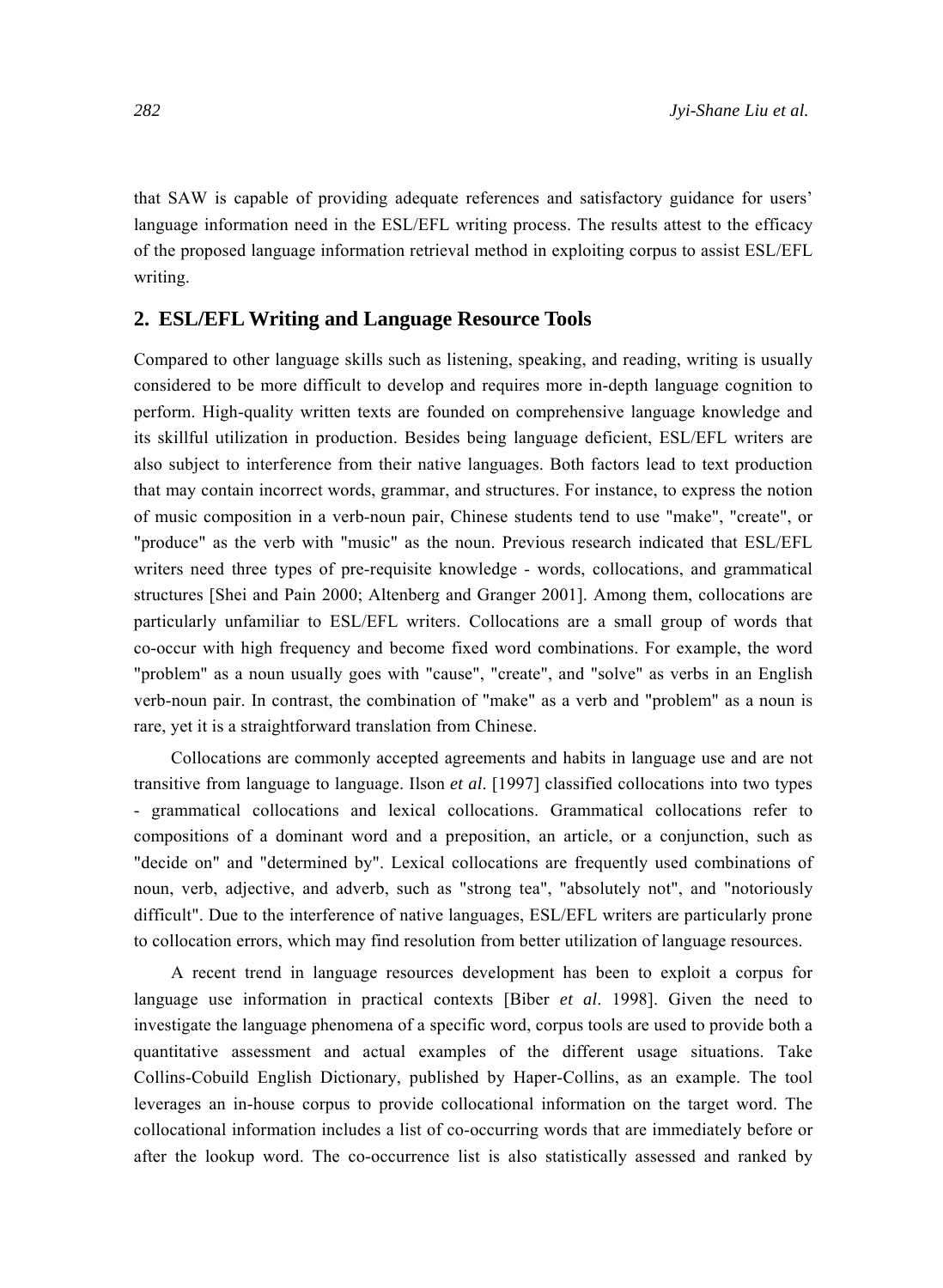that SAW is capable of providing adequate references and satisfactory guidance for users' language information need in the ESL/EFL writing process. The results attest to the efficacy of the proposed language information retrieval method in exploiting corpus to assist ESL/EFL writing.

## 2. ESL/EFL Writing and Language Resource Tools

Compared to other language skills such as listening, speaking, and reading, writing is usually considered to be more difficult to develop and requires more in-depth language cognition to perform. High-quality written texts are founded on comprehensive language knowledge and its skillful utilization in production. Besides being language deficient, ESL/EFL writers are also subject to interference from their native languages. Both factors lead to text production that may contain incorrect words, grammar, and structures. For instance, to express the notion of music composition in a verb-noun pair, Chinese students tend to use "make", "create", or "produce" as the verb with "music" as the noun. Previous research indicated that ESL/EFL writers need three types of pre-requisite knowledge - words, collocations, and grammatical structures [Shei and Pain 2000; Altenberg and Granger 2001]. Among them, collocations are particularly unfamiliar to ESL/EFL writers. Collocations are a small group of words that co-occur with high frequency and become fixed word combinations. For example, the word "problem" as a noun usually goes with "cause", "create", and "solve" as verbs in an English verb-noun pair. In contrast, the combination of "make" as a verb and "problem" as a noun is rare, yet it is a straightforward translation from Chinese.

Collocations are commonly accepted agreements and habits in language use and are not transitive from language to language. Ilson *et al*. [1997] classified collocations into two types - grammatical collocations and lexical collocations. Grammatical collocations refer to compositions of a dominant word and a preposition, an article, or a conjunction, such as "decide on" and "determined by". Lexical collocations are frequently used combinations of noun, verb, adjective, and adverb, such as "strong tea", "absolutely not", and "notoriously difficult". Due to the interference of native languages, ESL/EFL writers are particularly prone to collocation errors, which may find resolution from better utilization of language resources.

A recent trend in language resources development has been to exploit a corpus for language use information in practical contexts [Biber *et al*. 1998]. Given the need to investigate the language phenomena of a specific word, corpus tools are used to provide both a quantitative assessment and actual examples of the different usage situations. Take Collins-Cobuild English Dictionary, published by Haper-Collins, as an example. The tool leverages an in-house corpus to provide collocational information on the target word. The collocational information includes a list of co-occurring words that are immediately before or after the lookup word. The co-occurrence list is also statistically assessed and ranked by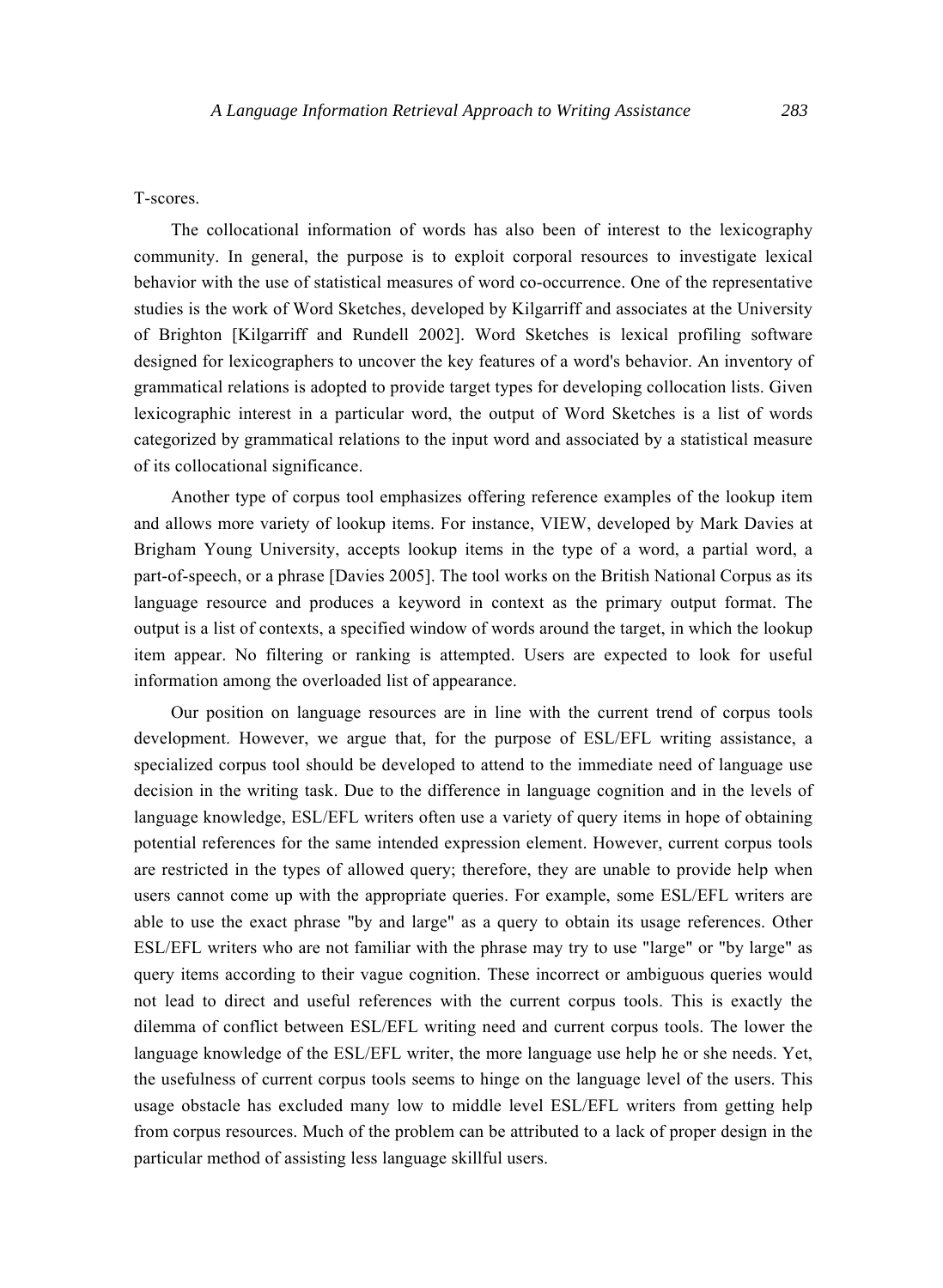T-scores.

The collocational information of words has also been of interest to the lexicography community. In general, the purpose is to exploit corporal resources to investigate lexical behavior with the use of statistical measures of word co-occurrence. One of the representative studies is the work of Word Sketches, developed by Kilgarriff and associates at the University of Brighton [Kilgarriff and Rundell 2002]. Word Sketches is lexical profiling software designed for lexicographers to uncover the key features of a word's behavior. An inventory of grammatical relations is adopted to provide target types for developing collocation lists. Given lexicographic interest in a particular word, the output of Word Sketches is a list of words categorized by grammatical relations to the input word and associated by a statistical measure of its collocational significance.

Another type of corpus tool emphasizes offering reference examples of the lookup item and allows more variety of lookup items. For instance, VIEW, developed by Mark Davies at Brigham Young University, accepts lookup items in the type of a word, a partial word, a part-of-speech, or a phrase [Davies 2005]. The tool works on the British National Corpus as its language resource and produces a keyword in context as the primary output format. The output is a list of contexts, a specified window of words around the target, in which the lookup item appear. No filtering or ranking is attempted. Users are expected to look for useful information among the overloaded list of appearance.

Our position on language resources are in line with the current trend of corpus tools development. However, we argue that, for the purpose of ESL/EFL writing assistance, a specialized corpus tool should be developed to attend to the immediate need of language use decision in the writing task. Due to the difference in language cognition and in the levels of language knowledge, ESL/EFL writers often use a variety of query items in hope of obtaining potential references for the same intended expression element. However, current corpus tools are restricted in the types of allowed query; therefore, they are unable to provide help when users cannot come up with the appropriate queries. For example, some ESL/EFL writers are able to use the exact phrase "by and large" as a query to obtain its usage references. Other ESL/EFL writers who are not familiar with the phrase may try to use "large" or "by large" as query items according to their vague cognition. These incorrect or ambiguous queries would not lead to direct and useful references with the current corpus tools. This is exactly the dilemma of conflict between ESL/EFL writing need and current corpus tools. The lower the language knowledge of the ESL/EFL writer, the more language use help he or she needs. Yet, the usefulness of current corpus tools seems to hinge on the language level of the users. This usage obstacle has excluded many low to middle level ESL/EFL writers from getting help from corpus resources. Much of the problem can be attributed to a lack of proper design in the particular method of assisting less language skillful users.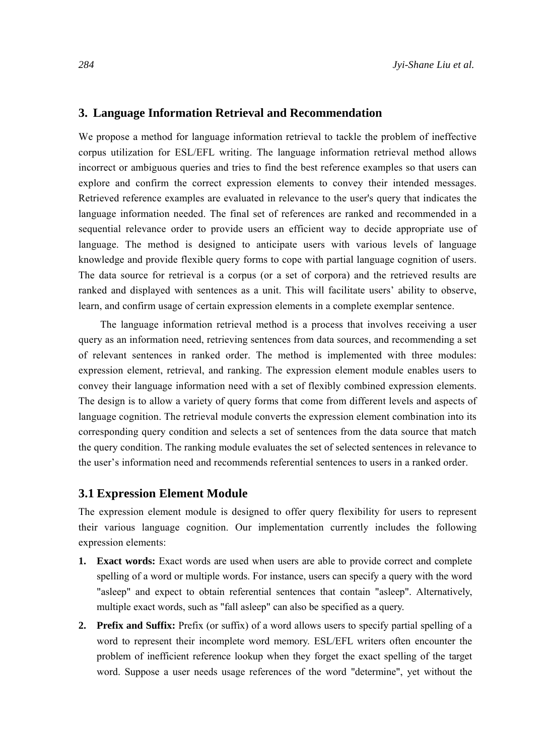## 3. Language Information Retrieval and Recommendation

We propose a method for language information retrieval to tackle the problem of ineffective corpus utilization for ESL/EFL writing. The language information retrieval method allows incorrect or ambiguous queries and tries to find the best reference examples so that users can explore and confirm the correct expression elements to convey their intended messages. Retrieved reference examples are evaluated in relevance to the user's query that indicates the language information needed. The final set of references are ranked and recommended in a sequential relevance order to provide users an efficient way to decide appropriate use of language. The method is designed to anticipate users with various levels of language knowledge and provide flexible query forms to cope with partial language cognition of users. The data source for retrieval is a corpus (or a set of corpora) and the retrieved results are ranked and displayed with sentences as a unit. This will facilitate users' ability to observe, learn, and confirm usage of certain expression elements in a complete exemplar sentence.

The language information retrieval method is a process that involves receiving a user query as an information need, retrieving sentences from data sources, and recommending a set of relevant sentences in ranked order. The method is implemented with three modules: expression element, retrieval, and ranking. The expression element module enables users to convey their language information need with a set of flexibly combined expression elements. The design is to allow a variety of query forms that come from different levels and aspects of language cognition. The retrieval module converts the expression element combination into its corresponding query condition and selects a set of sentences from the data source that match the query condition. The ranking module evaluates the set of selected sentences in relevance to the user's information need and recommends referential sentences to users in a ranked order.

### 3.1 Expression Element Module

The expression element module is designed to offer query flexibility for users to represent their various language cognition. Our implementation currently includes the following expression elements:

1. **Exact words:** Exact words are used when users are able to provide correct and complete spelling of a word or multiple words. For instance, users can specify a query with the word "asleep" and expect to obtain referential sentences that contain "asleep". Alternatively, multiple exact words, such as "fall asleep" can also be specified as a query.
2. **Prefix and Suffix:** Prefix (or suffix) of a word allows users to specify partial spelling of a word to represent their incomplete word memory. ESL/EFL writers often encounter the problem of inefficient reference lookup when they forget the exact spelling of the target word. Suppose a user needs usage references of the word "determine", yet without the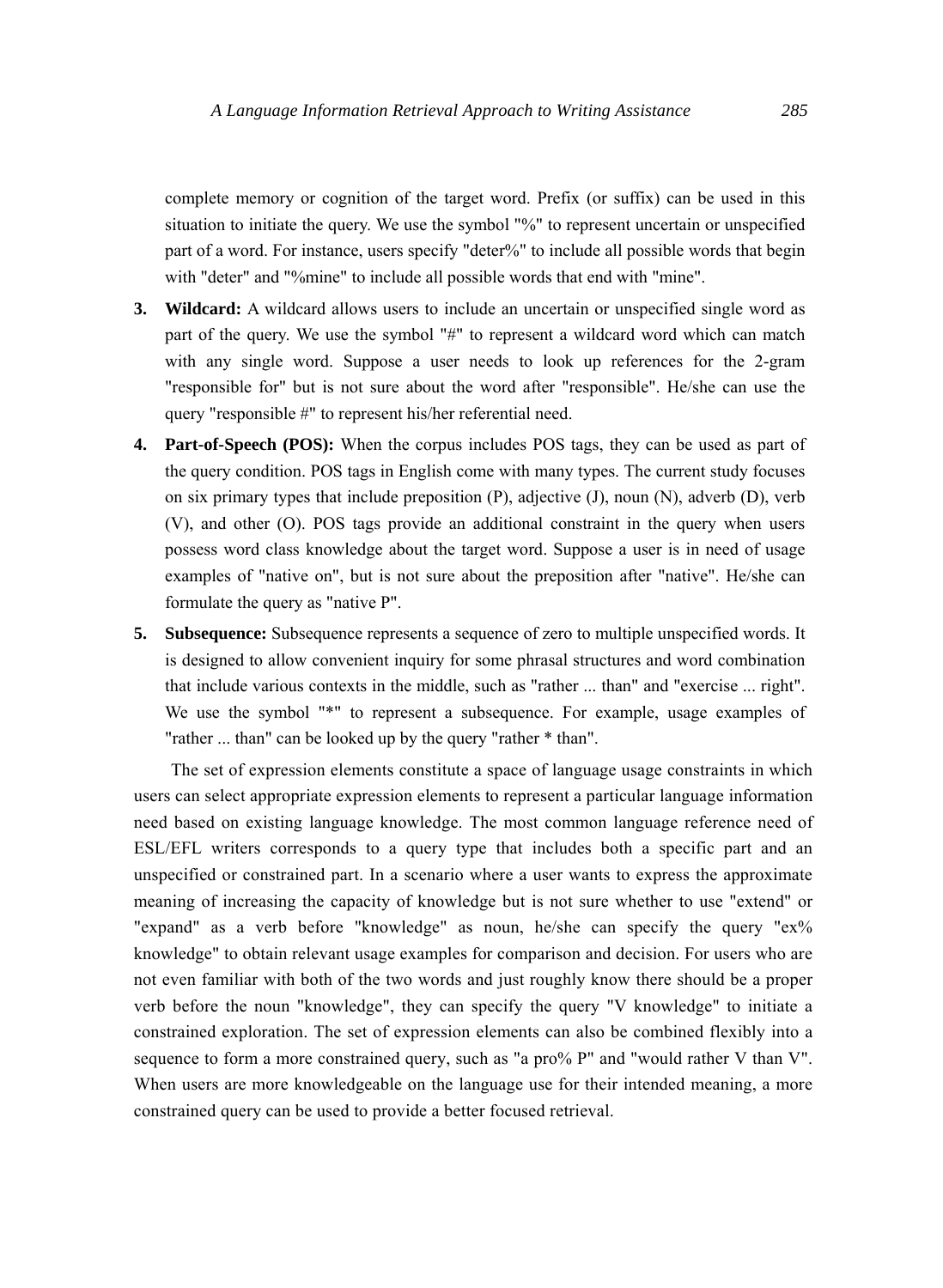complete memory or cognition of the target word. Prefix (or suffix) can be used in this situation to initiate the query. We use the symbol "%" to represent uncertain or unspecified part of a word. For instance, users specify "deter%" to include all possible words that begin with "deter" and "%mine" to include all possible words that end with "mine".

3. **Wildcard:** A wildcard allows users to include an uncertain or unspecified single word as part of the query. We use the symbol "#" to represent a wildcard word which can match with any single word. Suppose a user needs to look up references for the 2-gram "responsible for" but is not sure about the word after "responsible". He/she can use the query "responsible #" to represent his/her referential need.

4. **Part-of-Speech (POS):** When the corpus includes POS tags, they can be used as part of the query condition. POS tags in English come with many types. The current study focuses on six primary types that include preposition (P), adjective (J), noun (N), adverb (D), verb (V), and other (O). POS tags provide an additional constraint in the query when users possess word class knowledge about the target word. Suppose a user is in need of usage examples of "native on", but is not sure about the preposition after "native". He/she can formulate the query as "native P".

5. **Subsequence:** Subsequence represents a sequence of zero to multiple unspecified words. It is designed to allow convenient inquiry for some phrasal structures and word combination that include various contexts in the middle, such as "rather ... than" and "exercise ... right". We use the symbol "*" to represent a subsequence. For example, usage examples of "rather ... than" can be looked up by the query "rather * than".

The set of expression elements constitute a space of language usage constraints in which users can select appropriate expression elements to represent a particular language information need based on existing language knowledge. The most common language reference need of ESL/EFL writers corresponds to a query type that includes both a specific part and an unspecified or constrained part. In a scenario where a user wants to express the approximate meaning of increasing the capacity of knowledge but is not sure whether to use "extend" or "expand" as a verb before "knowledge" as noun, he/she can specify the query "ex% knowledge" to obtain relevant usage examples for comparison and decision. For users who are not even familiar with both of the two words and just roughly know there should be a proper verb before the noun "knowledge", they can specify the query "V knowledge" to initiate a constrained exploration. The set of expression elements can also be combined flexibly into a sequence to form a more constrained query, such as "a pro% P" and "would rather V than V". When users are more knowledgeable on the language use for their intended meaning, a more constrained query can be used to provide a better focused retrieval.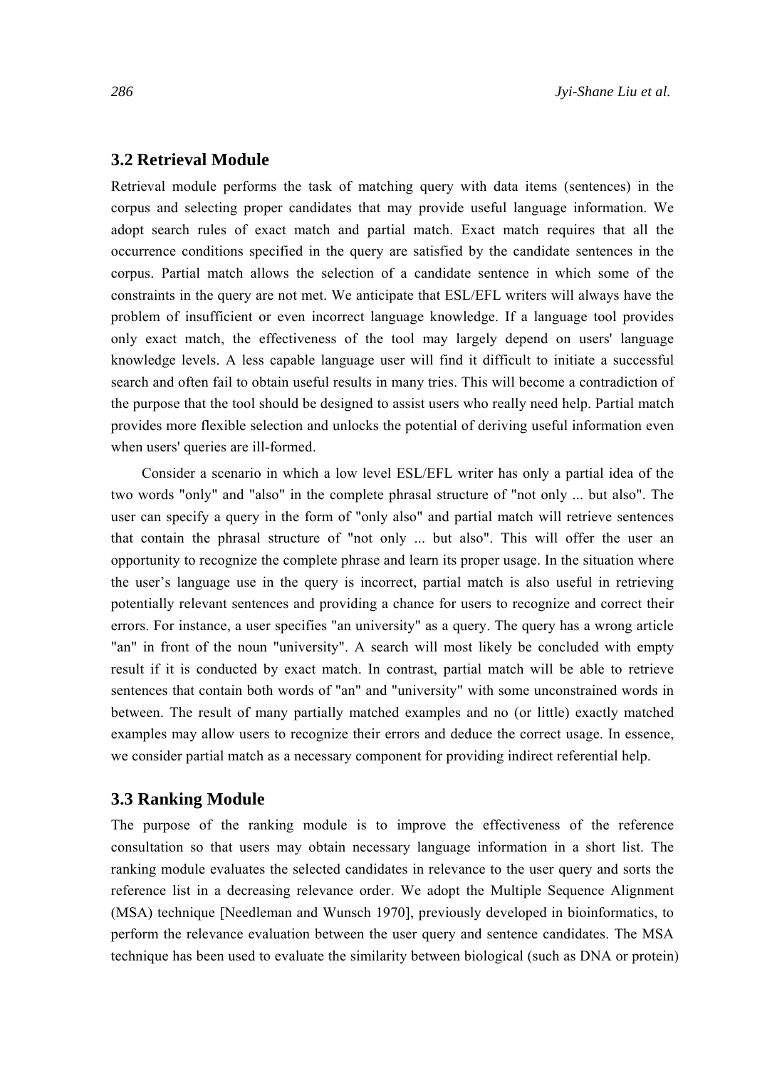## 3.2 Retrieval Module

Retrieval module performs the task of matching query with data items (sentences) in the corpus and selecting proper candidates that may provide useful language information. We adopt search rules of exact match and partial match. Exact match requires that all the occurrence conditions specified in the query are satisfied by the candidate sentences in the corpus. Partial match allows the selection of a candidate sentence in which some of the constraints in the query are not met. We anticipate that ESL/EFL writers will always have the problem of insufficient or even incorrect language knowledge. If a language tool provides only exact match, the effectiveness of the tool may largely depend on users' language knowledge levels. A less capable language user will find it difficult to initiate a successful search and often fail to obtain useful results in many tries. This will become a contradiction of the purpose that the tool should be designed to assist users who really need help. Partial match provides more flexible selection and unlocks the potential of deriving useful information even when users' queries are ill-formed.

Consider a scenario in which a low level ESL/EFL writer has only a partial idea of the two words "only" and "also" in the complete phrasal structure of "not only ... but also". The user can specify a query in the form of "only also" and partial match will retrieve sentences that contain the phrasal structure of "not only ... but also". This will offer the user an opportunity to recognize the complete phrase and learn its proper usage. In the situation where the user’s language use in the query is incorrect, partial match is also useful in retrieving potentially relevant sentences and providing a chance for users to recognize and correct their errors. For instance, a user specifies "an university" as a query. The query has a wrong article "an" in front of the noun "university". A search will most likely be concluded with empty result if it is conducted by exact match. In contrast, partial match will be able to retrieve sentences that contain both words of "an" and "university" with some unconstrained words in between. The result of many partially matched examples and no (or little) exactly matched examples may allow users to recognize their errors and deduce the correct usage. In essence, we consider partial match as a necessary component for providing indirect referential help.

## 3.3 Ranking Module

The purpose of the ranking module is to improve the effectiveness of the reference consultation so that users may obtain necessary language information in a short list. The ranking module evaluates the selected candidates in relevance to the user query and sorts the reference list in a decreasing relevance order. We adopt the Multiple Sequence Alignment (MSA) technique [Needleman and Wunsch 1970], previously developed in bioinformatics, to perform the relevance evaluation between the user query and sentence candidates. The MSA technique has been used to evaluate the similarity between biological (such as DNA or protein)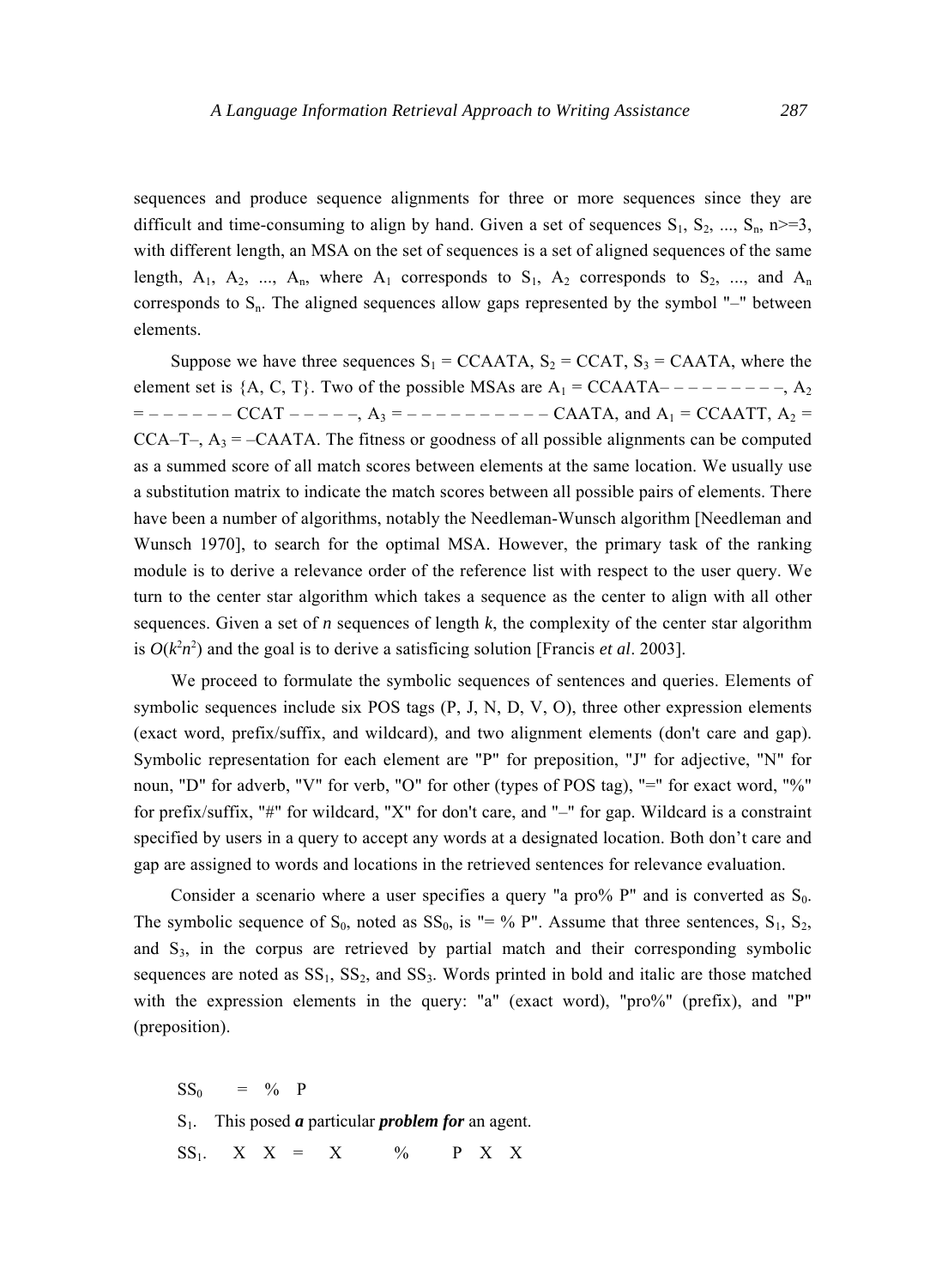sequences and produce sequence alignments for three or more sequences since they are difficult and time-consuming to align by hand. Given a set of sequences $S_1$, $S_2$, ..., $S_n$, n>=3, with different length, an MSA on the set of sequences is a set of aligned sequences of the same length, $A_1$, $A_2$, ..., $A_n$, where $A_1$ corresponds to $S_1$, $A_2$ corresponds to $S_2$, ..., and $A_n$ corresponds to $S_n$. The aligned sequences allow gaps represented by the symbol "–" between elements.

Suppose we have three sequences $S_1$ = CCAATA, $S_2$ = CCAT, $S_3$ = CAATA, where the element set is {A, C, T}. Two of the possible MSAs are $A_1$ = CCAATA– – – – – – – – – –, $A_2$ = – – – – – – CCAT – – – – –, $A_3$ = – – – – – – – – – – CAATA, and $A_1$ = CCAATT, $A_2$ = CCA–T–, $A_3$ = –CAATA. The fitness or goodness of all possible alignments can be computed as a summed score of all match scores between elements at the same location. We usually use a substitution matrix to indicate the match scores between all possible pairs of elements. There have been a number of algorithms, notably the Needleman-Wunsch algorithm [Needleman and Wunsch 1970], to search for the optimal MSA. However, the primary task of the ranking module is to derive a relevance order of the reference list with respect to the user query. We turn to the center star algorithm which takes a sequence as the center to align with all other sequences. Given a set of *n* sequences of length *k*, the complexity of the center star algorithm is $O(k^2n^2)$ and the goal is to derive a satisficing solution [Francis *et al*. 2003].

We proceed to formulate the symbolic sequences of sentences and queries. Elements of symbolic sequences include six POS tags (P, J, N, D, V, O), three other expression elements (exact word, prefix/suffix, and wildcard), and two alignment elements (don't care and gap). Symbolic representation for each element are "P" for preposition, "J" for adjective, "N" for noun, "D" for adverb, "V" for verb, "O" for other (types of POS tag), "=" for exact word, "%" for prefix/suffix, "#" for wildcard, "X" for don't care, and "–" for gap. Wildcard is a constraint specified by users in a query to accept any words at a designated location. Both don't care and gap are assigned to words and locations in the retrieved sentences for relevance evaluation.

Consider a scenario where a user specifies a query "a pro% P" and is converted as $S_0$. The symbolic sequence of $S_0$, noted as $SS_0$, is "= % P". Assume that three sentences, $S_1$, $S_2$, and $S_3$, in the corpus are retrieved by partial match and their corresponding symbolic sequences are noted as $SS_1$, $SS_2$, and $SS_3$. Words printed in bold and italic are those matched with the expression elements in the query: "a" (exact word), "pro%" (prefix), and "P" (preposition).

$SS_0$ = % P

$S_1$. This posed ***a*** particular ***problem for*** an agent.

$SS_1$. X X = X % P X X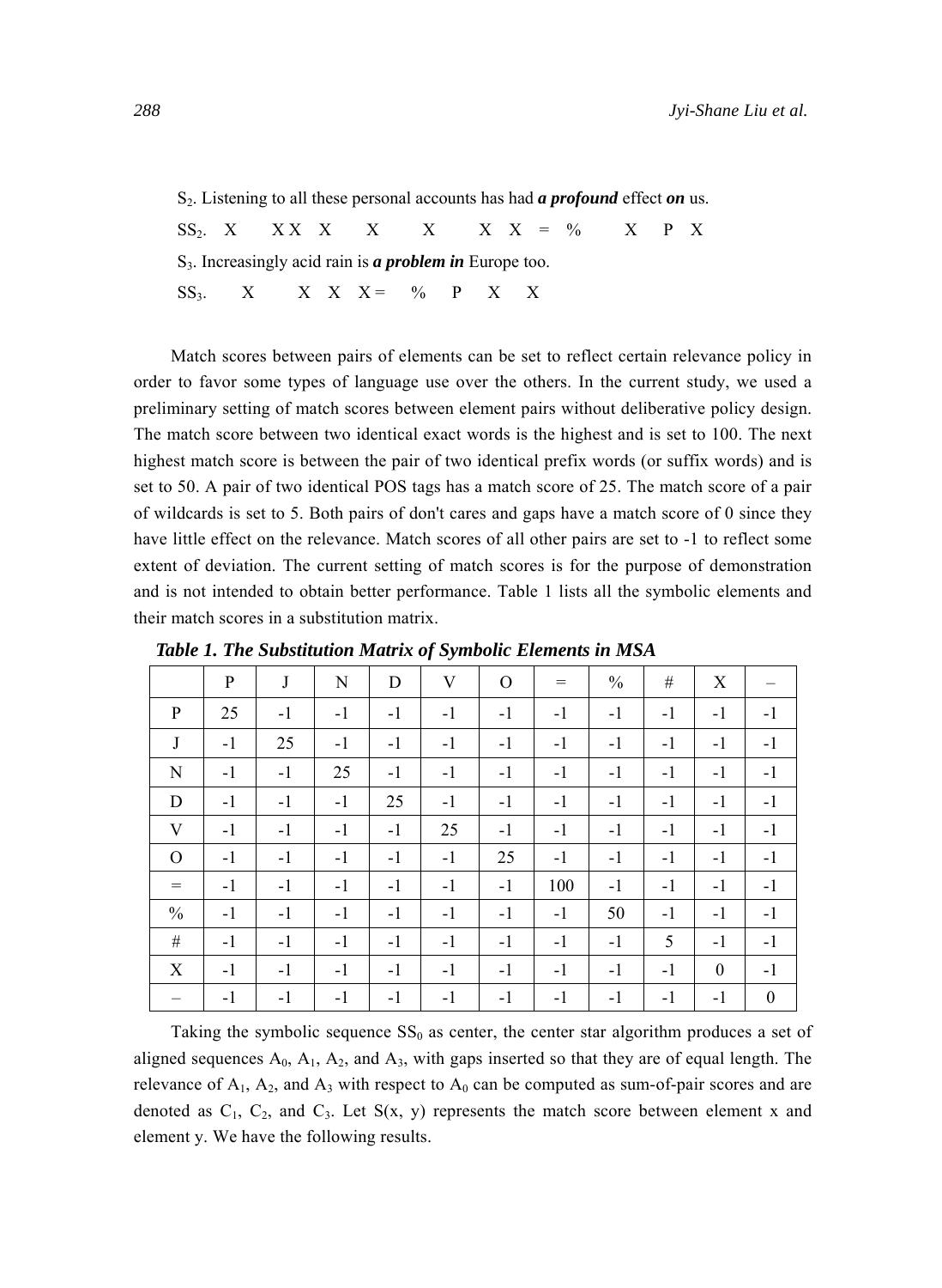$S_2$. Listening to all these personal accounts has had ***a profound*** effect ***on*** us.

$SS_2$. X XX X X X X X = % X P X

$S_3$. Increasingly acid rain is ***a problem in*** Europe too.

$SS_3$. X X X X = % P X X

Match scores between pairs of elements can be set to reflect certain relevance policy in order to favor some types of language use over the others. In the current study, we used a preliminary setting of match scores between element pairs without deliberative policy design. The match score between two identical exact words is the highest and is set to 100. The next highest match score is between the pair of two identical prefix words (or suffix words) and is set to 50. A pair of two identical POS tags has a match score of 25. The match score of a pair of wildcards is set to 5. Both pairs of don't cares and gaps have a match score of 0 since they have little effect on the relevance. Match scores of all other pairs are set to -1 to reflect some extent of deviation. The current setting of match scores is for the purpose of demonstration and is not intended to obtain better performance. Table 1 lists all the symbolic elements and their match scores in a substitution matrix.

***Table 1. The Substitution Matrix of Symbolic Elements in MSA***

| | P | J | N | D | V | O | = | % | # | X | – |
|---|---|---|---|---|---|---|---|---|---|---|---|
| P | 25 | -1 | -1 | -1 | -1 | -1 | -1 | -1 | -1 | -1 | -1 |
| J | -1 | 25 | -1 | -1 | -1 | -1 | -1 | -1 | -1 | -1 | -1 |
| N | -1 | -1 | 25 | -1 | -1 | -1 | -1 | -1 | -1 | -1 | -1 |
| D | -1 | -1 | -1 | 25 | -1 | -1 | -1 | -1 | -1 | -1 | -1 |
| V | -1 | -1 | -1 | -1 | 25 | -1 | -1 | -1 | -1 | -1 | -1 |
| O | -1 | -1 | -1 | -1 | -1 | 25 | -1 | -1 | -1 | -1 | -1 |
| = | -1 | -1 | -1 | -1 | -1 | -1 | 100 | -1 | -1 | -1 | -1 |
| % | -1 | -1 | -1 | -1 | -1 | -1 | -1 | 50 | -1 | -1 | -1 |
| # | -1 | -1 | -1 | -1 | -1 | -1 | -1 | -1 | 5 | -1 | -1 |
| X | -1 | -1 | -1 | -1 | -1 | -1 | -1 | -1 | -1 | 0 | -1 |
| – | -1 | -1 | -1 | -1 | -1 | -1 | -1 | -1 | -1 | -1 | 0 |

Taking the symbolic sequence $SS_0$ as center, the center star algorithm produces a set of aligned sequences $A_0$, $A_1$, $A_2$, and $A_3$, with gaps inserted so that they are of equal length. The relevance of $A_1$, $A_2$, and $A_3$ with respect to $A_0$ can be computed as sum-of-pair scores and are denoted as $C_1$, $C_2$, and $C_3$. Let $S(x, y)$ represents the match score between element x and element y. We have the following results.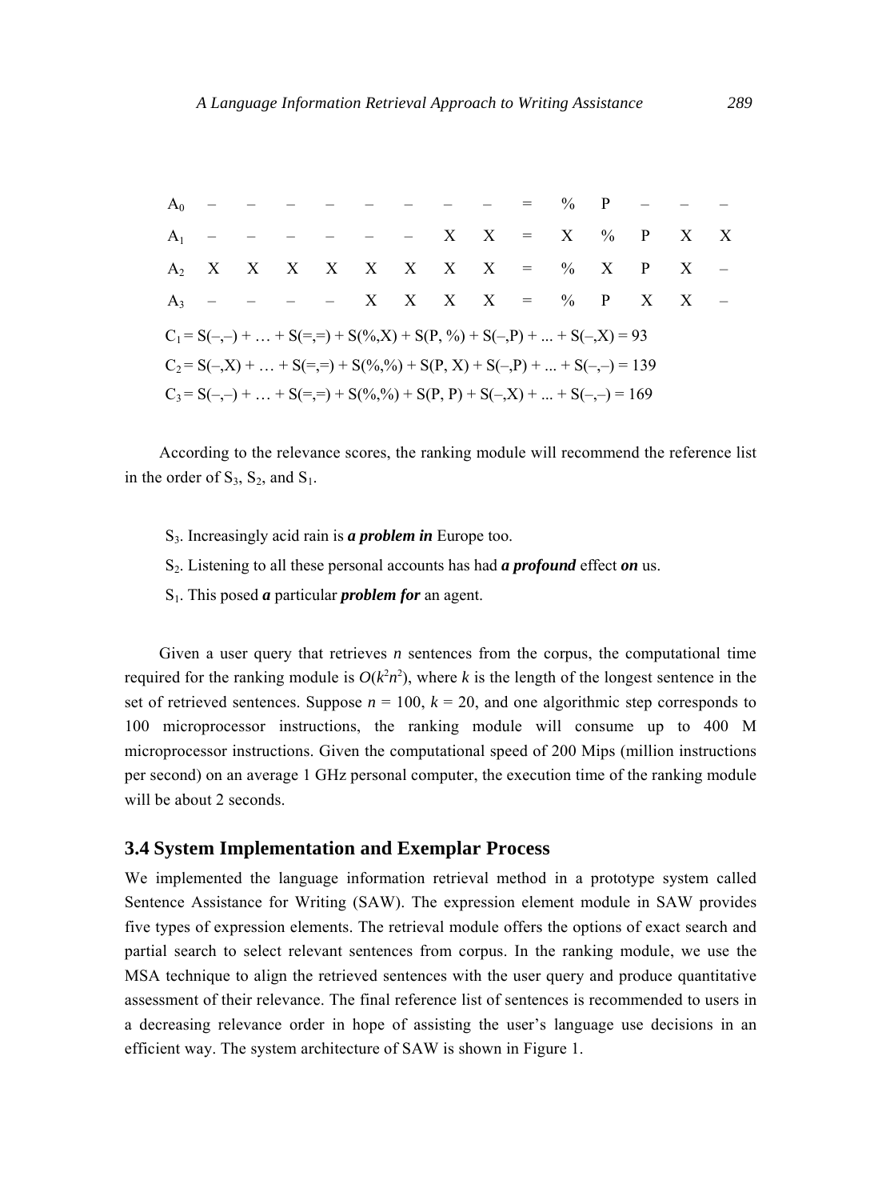| | | | | | | | | | | | | | | | |
|---|---|---|---|---|---|---|---|---|---|---|---|---|---|---|---|
| $A_0$ | – | – | – | – | – | – | – | – | = | % | P | – | – | – |
| $A_1$ | – | – | – | – | – | – | X | X | = | X | % | P | X | X |
| $A_2$ | X | X | X | X | X | X | X | X | = | % | X | P | X | – |
| $A_3$ | – | – | – | – | X | X | X | X | = | % | P | X | X | – |

$C_1$ = S(–,–) + … + S(=,=) + S(%,X) + S(P, %) + S(–,P) + ... + S(–,X) = 93

$C_2$ = S(–,X) + … + S(=,=) + S(%,%) + S(P, X) + S(–,P) + ... + S(–,–) = 139

$C_3$ = S(–,–) + … + S(=,=) + S(%,%) + S(P, P) + S(–,X) + ... + S(–,–) = 169

According to the relevance scores, the ranking module will recommend the reference list in the order of $S_3$, $S_2$, and $S_1$.

$S_3$. Increasingly acid rain is ***a problem in*** Europe too.

$S_2$. Listening to all these personal accounts has had ***a profound*** effect ***on*** us.

$S_1$. This posed ***a*** particular ***problem for*** an agent.

Given a user query that retrieves $n$ sentences from the corpus, the computational time required for the ranking module is $O(k^2n^2)$, where $k$ is the length of the longest sentence in the set of retrieved sentences. Suppose $n$ = 100, $k$ = 20, and one algorithmic step corresponds to 100 microprocessor instructions, the ranking module will consume up to 400 M microprocessor instructions. Given the computational speed of 200 Mips (million instructions per second) on an average 1 GHz personal computer, the execution time of the ranking module will be about 2 seconds.

### 3.4 System Implementation and Exemplar Process

We implemented the language information retrieval method in a prototype system called Sentence Assistance for Writing (SAW). The expression element module in SAW provides five types of expression elements. The retrieval module offers the options of exact search and partial search to select relevant sentences from corpus. In the ranking module, we use the MSA technique to align the retrieved sentences with the user query and produce quantitative assessment of their relevance. The final reference list of sentences is recommended to users in a decreasing relevance order in hope of assisting the user's language use decisions in an efficient way. The system architecture of SAW is shown in Figure 1.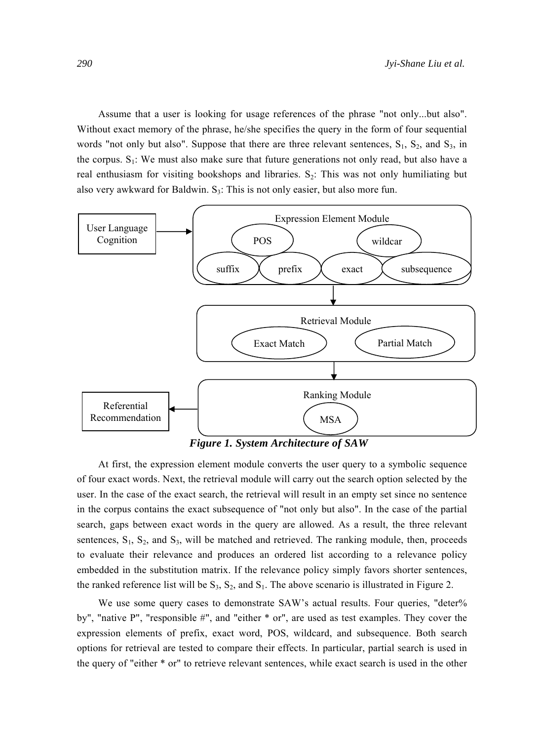Assume that a user is looking for usage references of the phrase "not only...but also". Without exact memory of the phrase, he/she specifies the query in the form of four sequential words "not only but also". Suppose that there are three relevant sentences, $S_1$, $S_2$, and $S_3$, in the corpus. $S_1$: We must also make sure that future generations not only read, but also have a real enthusiasm for visiting bookshops and libraries. $S_2$: This was not only humiliating but also very awkward for Baldwin. $S_3$: This is not only easier, but also more fun.

User Language Cognition → Expression Element Module (POS, wildcar, suffix, prefix, exact, subsequence) → Retrieval Module (Exact Match, Partial Match) → Ranking Module (MSA) → Referential Recommendation

***Figure 1. System Architecture of SAW***

At first, the expression element module converts the user query to a symbolic sequence of four exact words. Next, the retrieval module will carry out the search option selected by the user. In the case of the exact search, the retrieval will result in an empty set since no sentence in the corpus contains the exact subsequence of "not only but also". In the case of the partial search, gaps between exact words in the query are allowed. As a result, the three relevant sentences, $S_1$, $S_2$, and $S_3$, will be matched and retrieved. The ranking module, then, proceeds to evaluate their relevance and produces an ordered list according to a relevance policy embedded in the substitution matrix. If the relevance policy simply favors shorter sentences, the ranked reference list will be $S_3$, $S_2$, and $S_1$. The above scenario is illustrated in Figure 2.

We use some query cases to demonstrate SAW's actual results. Four queries, "deter% by", "native P", "responsible #", and "either * or", are used as test examples. They cover the expression elements of prefix, exact word, POS, wildcard, and subsequence. Both search options for retrieval are tested to compare their effects. In particular, partial search is used in the query of "either * or" to retrieve relevant sentences, while exact search is used in the other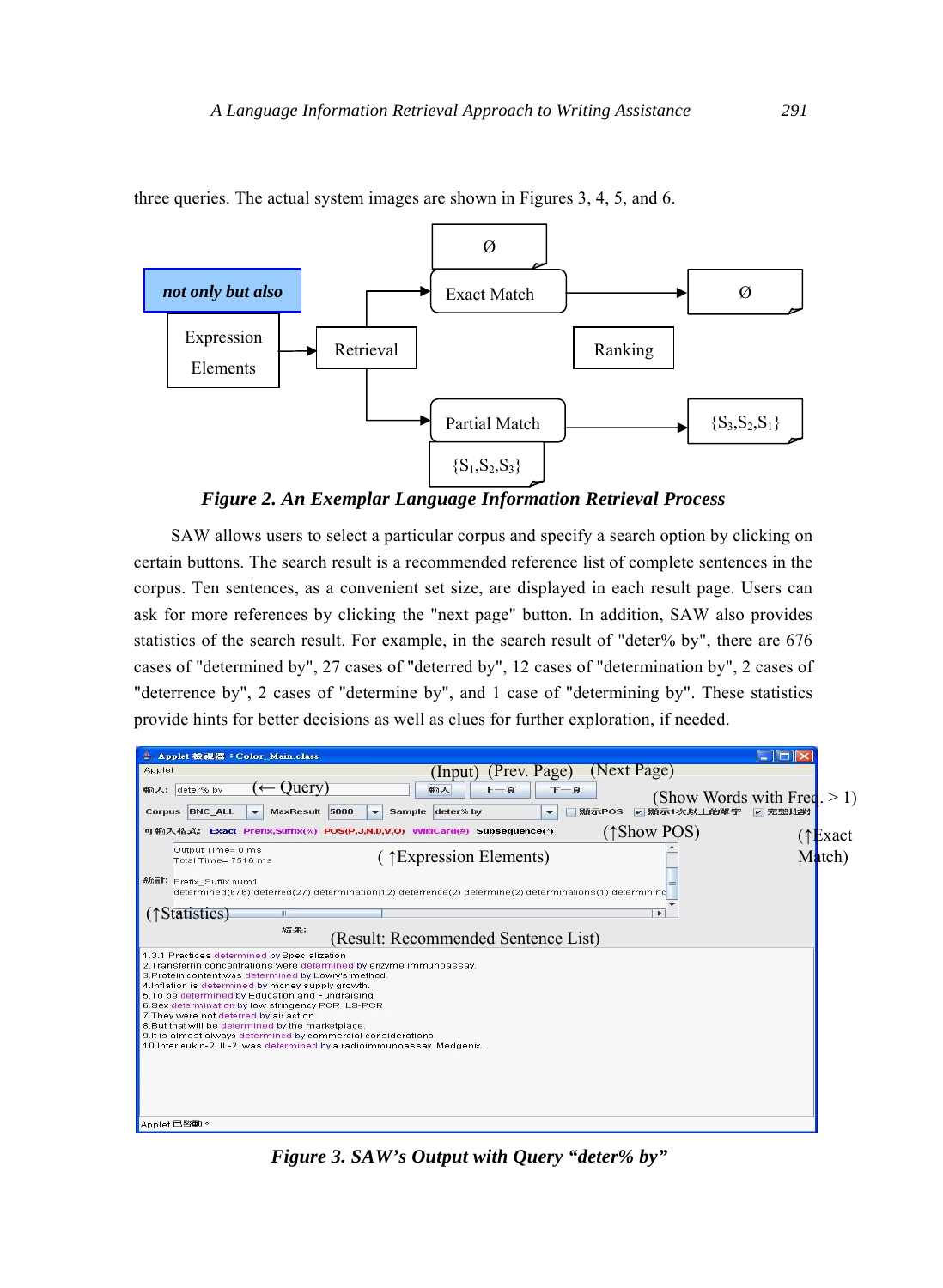three queries. The actual system images are shown in Figures 3, 4, 5, and 6.

Figure 2. An Exemplar Language Information Retrieval Process

SAW allows users to select a particular corpus and specify a search option by clicking on certain buttons. The search result is a recommended reference list of complete sentences in the corpus. Ten sentences, as a convenient set size, are displayed in each result page. Users can ask for more references by clicking the "next page" button. In addition, SAW also provides statistics of the search result. For example, in the search result of "deter% by", there are 676 cases of "determined by", 27 cases of "deterred by", 12 cases of "determination by", 2 cases of "deterrence by", 2 cases of "determine by", and 1 case of "determining by". These statistics provide hints for better decisions as well as clues for further exploration, if needed.

Figure 3. SAW's Output with Query "deter% by"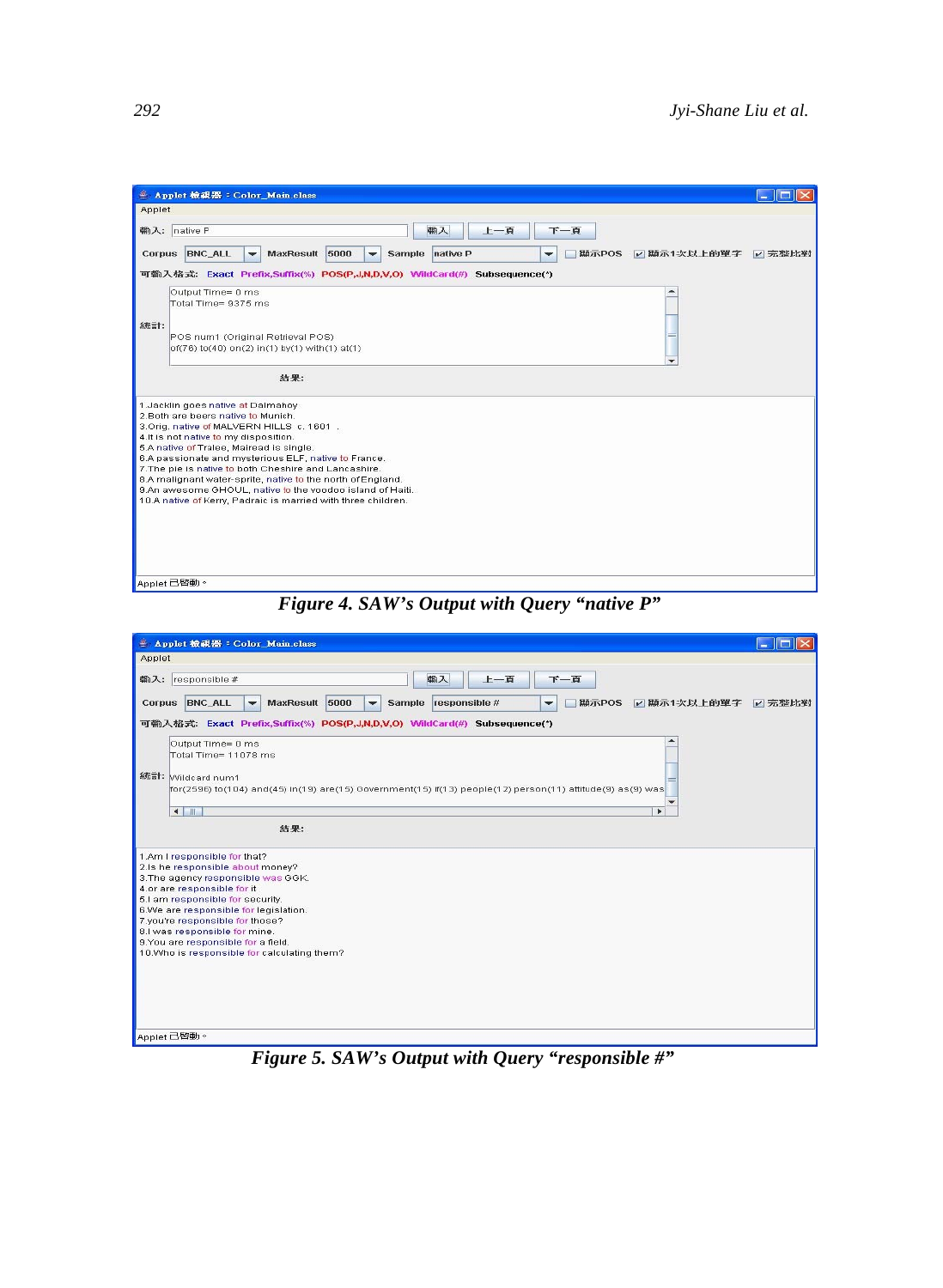*Figure 4. SAW's Output with Query "native P"*

*Figure 5. SAW's Output with Query "responsible #"*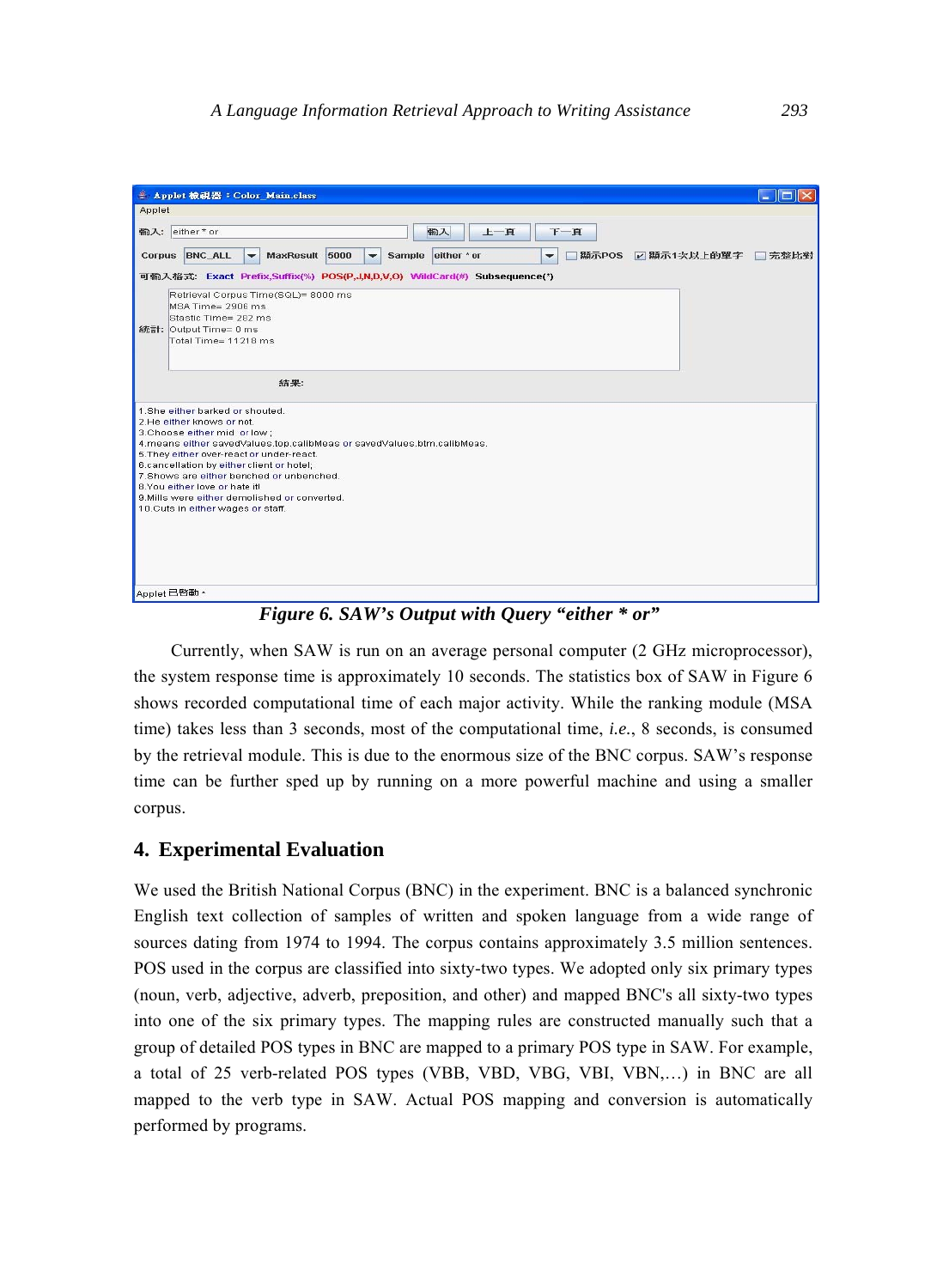**Figure 6. SAW's Output with Query "either * or"**

Currently, when SAW is run on an average personal computer (2 GHz microprocessor), the system response time is approximately 10 seconds. The statistics box of SAW in Figure 6 shows recorded computational time of each major activity. While the ranking module (MSA time) takes less than 3 seconds, most of the computational time, *i.e.*, 8 seconds, is consumed by the retrieval module. This is due to the enormous size of the BNC corpus. SAW's response time can be further sped up by running on a more powerful machine and using a smaller corpus.

## 4. Experimental Evaluation

We used the British National Corpus (BNC) in the experiment. BNC is a balanced synchronic English text collection of samples of written and spoken language from a wide range of sources dating from 1974 to 1994. The corpus contains approximately 3.5 million sentences. POS used in the corpus are classified into sixty-two types. We adopted only six primary types (noun, verb, adjective, adverb, preposition, and other) and mapped BNC's all sixty-two types into one of the six primary types. The mapping rules are constructed manually such that a group of detailed POS types in BNC are mapped to a primary POS type in SAW. For example, a total of 25 verb-related POS types (VBB, VBD, VBG, VBI, VBN,…) in BNC are all mapped to the verb type in SAW. Actual POS mapping and conversion is automatically performed by programs.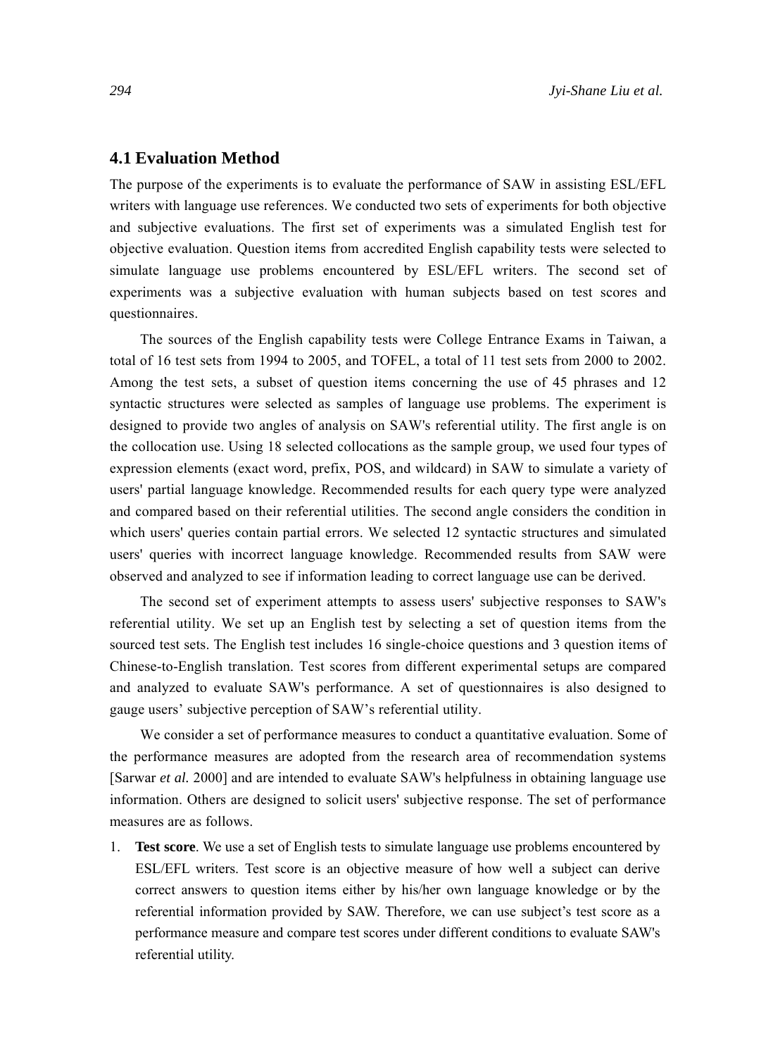## 4.1 Evaluation Method

The purpose of the experiments is to evaluate the performance of SAW in assisting ESL/EFL writers with language use references. We conducted two sets of experiments for both objective and subjective evaluations. The first set of experiments was a simulated English test for objective evaluation. Question items from accredited English capability tests were selected to simulate language use problems encountered by ESL/EFL writers. The second set of experiments was a subjective evaluation with human subjects based on test scores and questionnaires.

The sources of the English capability tests were College Entrance Exams in Taiwan, a total of 16 test sets from 1994 to 2005, and TOFEL, a total of 11 test sets from 2000 to 2002. Among the test sets, a subset of question items concerning the use of 45 phrases and 12 syntactic structures were selected as samples of language use problems. The experiment is designed to provide two angles of analysis on SAW's referential utility. The first angle is on the collocation use. Using 18 selected collocations as the sample group, we used four types of expression elements (exact word, prefix, POS, and wildcard) in SAW to simulate a variety of users' partial language knowledge. Recommended results for each query type were analyzed and compared based on their referential utilities. The second angle considers the condition in which users' queries contain partial errors. We selected 12 syntactic structures and simulated users' queries with incorrect language knowledge. Recommended results from SAW were observed and analyzed to see if information leading to correct language use can be derived.

The second set of experiment attempts to assess users' subjective responses to SAW's referential utility. We set up an English test by selecting a set of question items from the sourced test sets. The English test includes 16 single-choice questions and 3 question items of Chinese-to-English translation. Test scores from different experimental setups are compared and analyzed to evaluate SAW's performance. A set of questionnaires is also designed to gauge users' subjective perception of SAW's referential utility.

We consider a set of performance measures to conduct a quantitative evaluation. Some of the performance measures are adopted from the research area of recommendation systems [Sarwar *et al.* 2000] and are intended to evaluate SAW's helpfulness in obtaining language use information. Others are designed to solicit users' subjective response. The set of performance measures are as follows.

1. **Test score**. We use a set of English tests to simulate language use problems encountered by ESL/EFL writers. Test score is an objective measure of how well a subject can derive correct answers to question items either by his/her own language knowledge or by the referential information provided by SAW. Therefore, we can use subject's test score as a performance measure and compare test scores under different conditions to evaluate SAW's referential utility.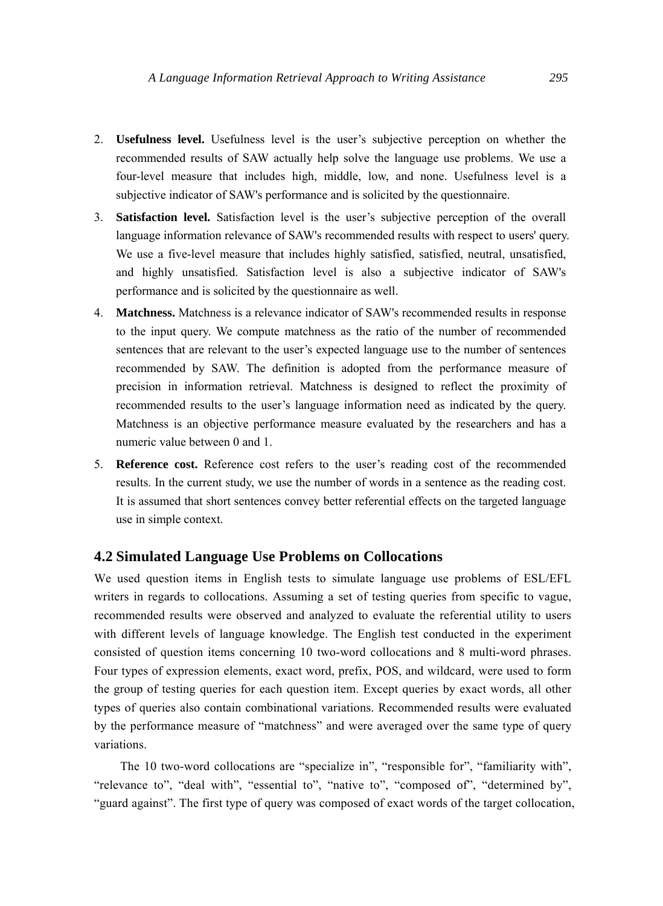2. **Usefulness level.** Usefulness level is the user's subjective perception on whether the recommended results of SAW actually help solve the language use problems. We use a four-level measure that includes high, middle, low, and none. Usefulness level is a subjective indicator of SAW's performance and is solicited by the questionnaire.
3. **Satisfaction level.** Satisfaction level is the user's subjective perception of the overall language information relevance of SAW's recommended results with respect to users' query. We use a five-level measure that includes highly satisfied, satisfied, neutral, unsatisfied, and highly unsatisfied. Satisfaction level is also a subjective indicator of SAW's performance and is solicited by the questionnaire as well.
4. **Matchness.** Matchness is a relevance indicator of SAW's recommended results in response to the input query. We compute matchness as the ratio of the number of recommended sentences that are relevant to the user's expected language use to the number of sentences recommended by SAW. The definition is adopted from the performance measure of precision in information retrieval. Matchness is designed to reflect the proximity of recommended results to the user's language information need as indicated by the query. Matchness is an objective performance measure evaluated by the researchers and has a numeric value between 0 and 1.
5. **Reference cost.** Reference cost refers to the user's reading cost of the recommended results. In the current study, we use the number of words in a sentence as the reading cost. It is assumed that short sentences convey better referential effects on the targeted language use in simple context.

## 4.2 Simulated Language Use Problems on Collocations

We used question items in English tests to simulate language use problems of ESL/EFL writers in regards to collocations. Assuming a set of testing queries from specific to vague, recommended results were observed and analyzed to evaluate the referential utility to users with different levels of language knowledge. The English test conducted in the experiment consisted of question items concerning 10 two-word collocations and 8 multi-word phrases. Four types of expression elements, exact word, prefix, POS, and wildcard, were used to form the group of testing queries for each question item. Except queries by exact words, all other types of queries also contain combinational variations. Recommended results were evaluated by the performance measure of "matchness" and were averaged over the same type of query variations.

The 10 two-word collocations are "specialize in", "responsible for", "familiarity with", "relevance to", "deal with", "essential to", "native to", "composed of", "determined by", "guard against". The first type of query was composed of exact words of the target collocation,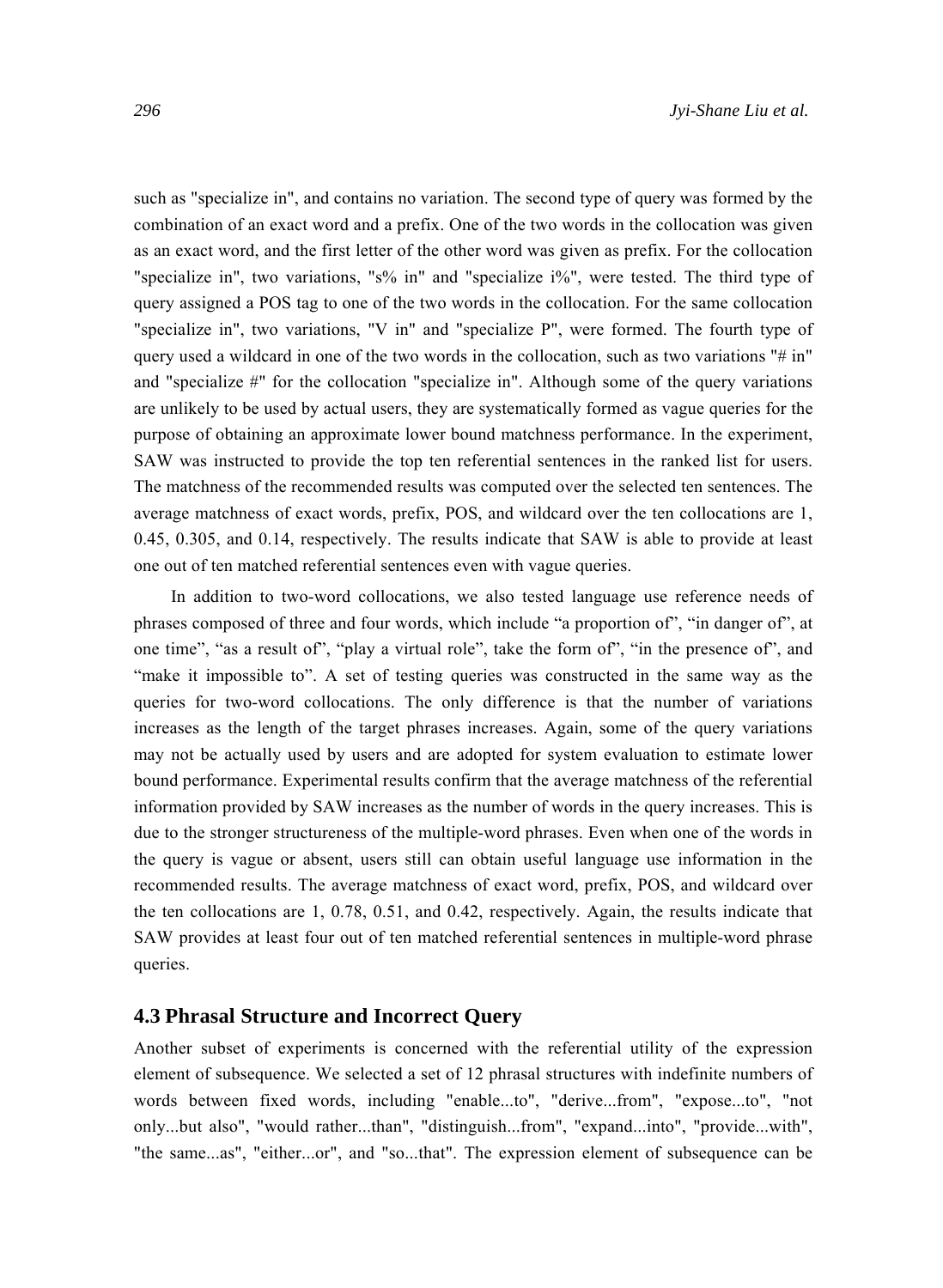such as "specialize in", and contains no variation. The second type of query was formed by the combination of an exact word and a prefix. One of the two words in the collocation was given as an exact word, and the first letter of the other word was given as prefix. For the collocation "specialize in", two variations, "s% in" and "specialize i%", were tested. The third type of query assigned a POS tag to one of the two words in the collocation. For the same collocation "specialize in", two variations, "V in" and "specialize P", were formed. The fourth type of query used a wildcard in one of the two words in the collocation, such as two variations "# in" and "specialize #" for the collocation "specialize in". Although some of the query variations are unlikely to be used by actual users, they are systematically formed as vague queries for the purpose of obtaining an approximate lower bound matchness performance. In the experiment, SAW was instructed to provide the top ten referential sentences in the ranked list for users. The matchness of the recommended results was computed over the selected ten sentences. The average matchness of exact words, prefix, POS, and wildcard over the ten collocations are 1, 0.45, 0.305, and 0.14, respectively. The results indicate that SAW is able to provide at least one out of ten matched referential sentences even with vague queries.

In addition to two-word collocations, we also tested language use reference needs of phrases composed of three and four words, which include “a proportion of”, “in danger of”, at one time”, “as a result of”, “play a virtual role”, take the form of”, “in the presence of”, and “make it impossible to”. A set of testing queries was constructed in the same way as the queries for two-word collocations. The only difference is that the number of variations increases as the length of the target phrases increases. Again, some of the query variations may not be actually used by users and are adopted for system evaluation to estimate lower bound performance. Experimental results confirm that the average matchness of the referential information provided by SAW increases as the number of words in the query increases. This is due to the stronger structureness of the multiple-word phrases. Even when one of the words in the query is vague or absent, users still can obtain useful language use information in the recommended results. The average matchness of exact word, prefix, POS, and wildcard over the ten collocations are 1, 0.78, 0.51, and 0.42, respectively. Again, the results indicate that SAW provides at least four out of ten matched referential sentences in multiple-word phrase queries.

## 4.3 Phrasal Structure and Incorrect Query

Another subset of experiments is concerned with the referential utility of the expression element of subsequence. We selected a set of 12 phrasal structures with indefinite numbers of words between fixed words, including "enable...to", "derive...from", "expose...to", "not only...but also", "would rather...than", "distinguish...from", "expand...into", "provide...with", "the same...as", "either...or", and "so...that". The expression element of subsequence can be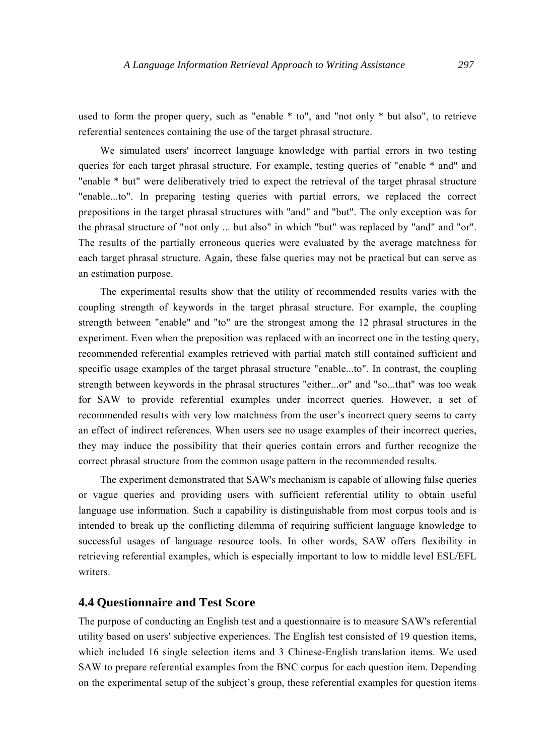used to form the proper query, such as "enable * to", and "not only * but also", to retrieve referential sentences containing the use of the target phrasal structure.

We simulated users' incorrect language knowledge with partial errors in two testing queries for each target phrasal structure. For example, testing queries of "enable * and" and "enable * but" were deliberatively tried to expect the retrieval of the target phrasal structure "enable...to". In preparing testing queries with partial errors, we replaced the correct prepositions in the target phrasal structures with "and" and "but". The only exception was for the phrasal structure of "not only ... but also" in which "but" was replaced by "and" and "or". The results of the partially erroneous queries were evaluated by the average matchness for each target phrasal structure. Again, these false queries may not be practical but can serve as an estimation purpose.

The experimental results show that the utility of recommended results varies with the coupling strength of keywords in the target phrasal structure. For example, the coupling strength between "enable" and "to" are the strongest among the 12 phrasal structures in the experiment. Even when the preposition was replaced with an incorrect one in the testing query, recommended referential examples retrieved with partial match still contained sufficient and specific usage examples of the target phrasal structure "enable...to". In contrast, the coupling strength between keywords in the phrasal structures "either...or" and "so...that" was too weak for SAW to provide referential examples under incorrect queries. However, a set of recommended results with very low matchness from the user's incorrect query seems to carry an effect of indirect references. When users see no usage examples of their incorrect queries, they may induce the possibility that their queries contain errors and further recognize the correct phrasal structure from the common usage pattern in the recommended results.

The experiment demonstrated that SAW's mechanism is capable of allowing false queries or vague queries and providing users with sufficient referential utility to obtain useful language use information. Such a capability is distinguishable from most corpus tools and is intended to break up the conflicting dilemma of requiring sufficient language knowledge to successful usages of language resource tools. In other words, SAW offers flexibility in retrieving referential examples, which is especially important to low to middle level ESL/EFL writers.

## 4.4 Questionnaire and Test Score

The purpose of conducting an English test and a questionnaire is to measure SAW's referential utility based on users' subjective experiences. The English test consisted of 19 question items, which included 16 single selection items and 3 Chinese-English translation items. We used SAW to prepare referential examples from the BNC corpus for each question item. Depending on the experimental setup of the subject's group, these referential examples for question items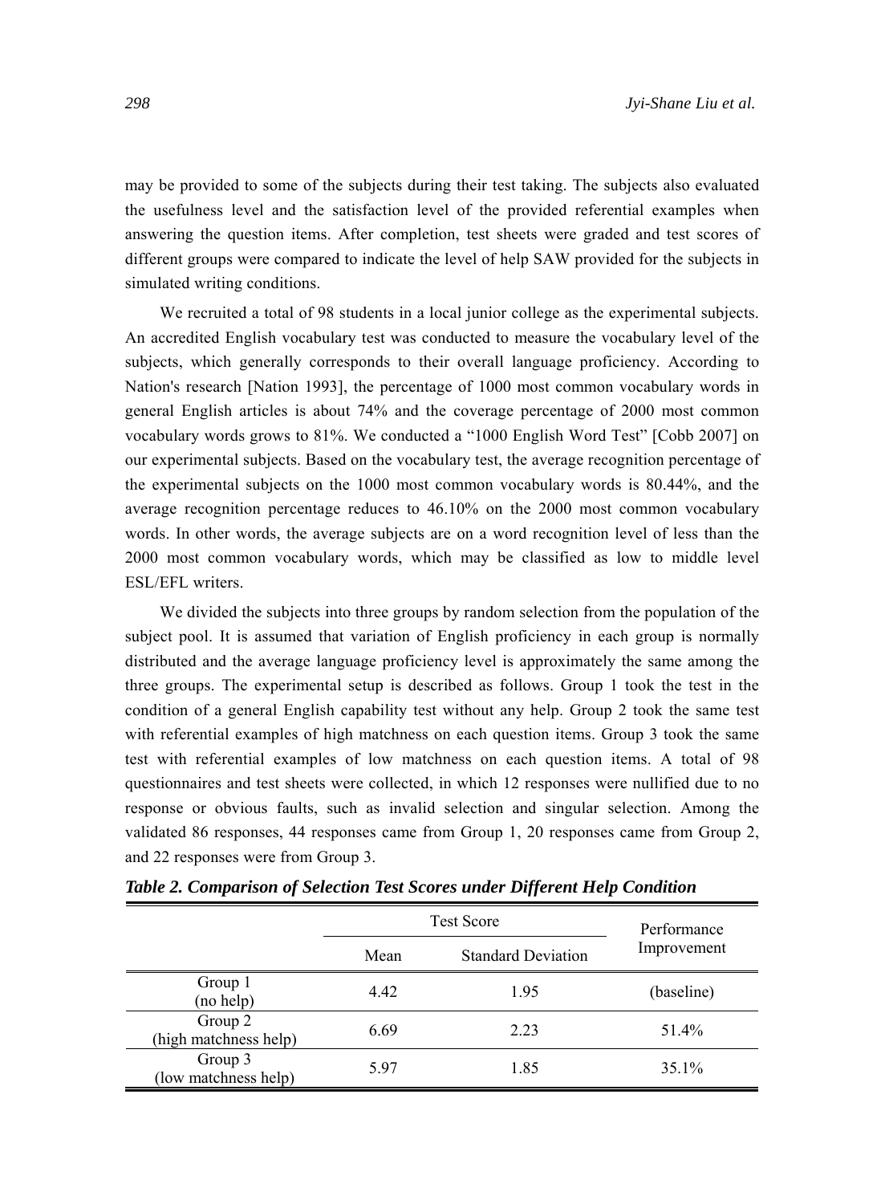may be provided to some of the subjects during their test taking. The subjects also evaluated the usefulness level and the satisfaction level of the provided referential examples when answering the question items. After completion, test sheets were graded and test scores of different groups were compared to indicate the level of help SAW provided for the subjects in simulated writing conditions.

We recruited a total of 98 students in a local junior college as the experimental subjects. An accredited English vocabulary test was conducted to measure the vocabulary level of the subjects, which generally corresponds to their overall language proficiency. According to Nation's research [Nation 1993], the percentage of 1000 most common vocabulary words in general English articles is about 74% and the coverage percentage of 2000 most common vocabulary words grows to 81%. We conducted a "1000 English Word Test" [Cobb 2007] on our experimental subjects. Based on the vocabulary test, the average recognition percentage of the experimental subjects on the 1000 most common vocabulary words is 80.44%, and the average recognition percentage reduces to 46.10% on the 2000 most common vocabulary words. In other words, the average subjects are on a word recognition level of less than the 2000 most common vocabulary words, which may be classified as low to middle level ESL/EFL writers.

We divided the subjects into three groups by random selection from the population of the subject pool. It is assumed that variation of English proficiency in each group is normally distributed and the average language proficiency level is approximately the same among the three groups. The experimental setup is described as follows. Group 1 took the test in the condition of a general English capability test without any help. Group 2 took the same test with referential examples of high matchness on each question items. Group 3 took the same test with referential examples of low matchness on each question items. A total of 98 questionnaires and test sheets were collected, in which 12 responses were nullified due to no response or obvious faults, such as invalid selection and singular selection. Among the validated 86 responses, 44 responses came from Group 1, 20 responses came from Group 2, and 22 responses were from Group 3.

***Table 2. Comparison of Selection Test Scores under Different Help Condition***

| | Test Score | | Performance Improvement |
|---|---|---|---|
| | Mean | Standard Deviation | |
| Group 1 (no help) | 4.42 | 1.95 | (baseline) |
| Group 2 (high matchness help) | 6.69 | 2.23 | 51.4% |
| Group 3 (low matchness help) | 5.97 | 1.85 | 35.1% |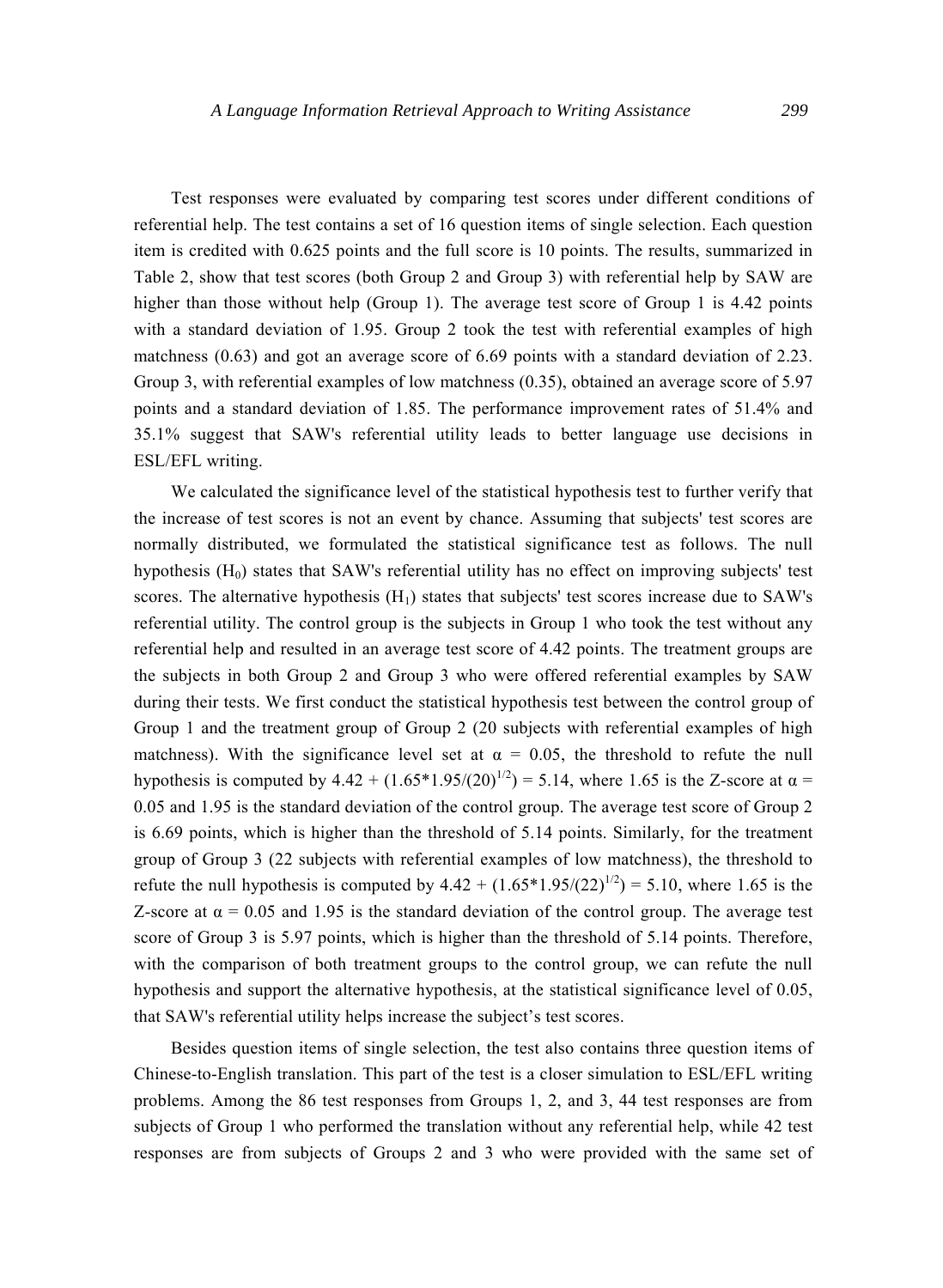Test responses were evaluated by comparing test scores under different conditions of referential help. The test contains a set of 16 question items of single selection. Each question item is credited with 0.625 points and the full score is 10 points. The results, summarized in Table 2, show that test scores (both Group 2 and Group 3) with referential help by SAW are higher than those without help (Group 1). The average test score of Group 1 is 4.42 points with a standard deviation of 1.95. Group 2 took the test with referential examples of high matchness (0.63) and got an average score of 6.69 points with a standard deviation of 2.23. Group 3, with referential examples of low matchness (0.35), obtained an average score of 5.97 points and a standard deviation of 1.85. The performance improvement rates of 51.4% and 35.1% suggest that SAW's referential utility leads to better language use decisions in ESL/EFL writing.

We calculated the significance level of the statistical hypothesis test to further verify that the increase of test scores is not an event by chance. Assuming that subjects' test scores are normally distributed, we formulated the statistical significance test as follows. The null hypothesis ($H_0$) states that SAW's referential utility has no effect on improving subjects' test scores. The alternative hypothesis ($H_1$) states that subjects' test scores increase due to SAW's referential utility. The control group is the subjects in Group 1 who took the test without any referential help and resulted in an average test score of 4.42 points. The treatment groups are the subjects in both Group 2 and Group 3 who were offered referential examples by SAW during their tests. We first conduct the statistical hypothesis test between the control group of Group 1 and the treatment group of Group 2 (20 subjects with referential examples of high matchness). With the significance level set at $\alpha = 0.05$, the threshold to refute the null hypothesis is computed by $4.42 + (1.65*1.95/(20)^{1/2}) = 5.14$, where 1.65 is the Z-score at $\alpha = 0.05$ and 1.95 is the standard deviation of the control group. The average test score of Group 2 is 6.69 points, which is higher than the threshold of 5.14 points. Similarly, for the treatment group of Group 3 (22 subjects with referential examples of low matchness), the threshold to refute the null hypothesis is computed by $4.42 + (1.65*1.95/(22)^{1/2}) = 5.10$, where 1.65 is the Z-score at $\alpha = 0.05$ and 1.95 is the standard deviation of the control group. The average test score of Group 3 is 5.97 points, which is higher than the threshold of 5.14 points. Therefore, with the comparison of both treatment groups to the control group, we can refute the null hypothesis and support the alternative hypothesis, at the statistical significance level of 0.05, that SAW's referential utility helps increase the subject's test scores.

Besides question items of single selection, the test also contains three question items of Chinese-to-English translation. This part of the test is a closer simulation to ESL/EFL writing problems. Among the 86 test responses from Groups 1, 2, and 3, 44 test responses are from subjects of Group 1 who performed the translation without any referential help, while 42 test responses are from subjects of Groups 2 and 3 who were provided with the same set of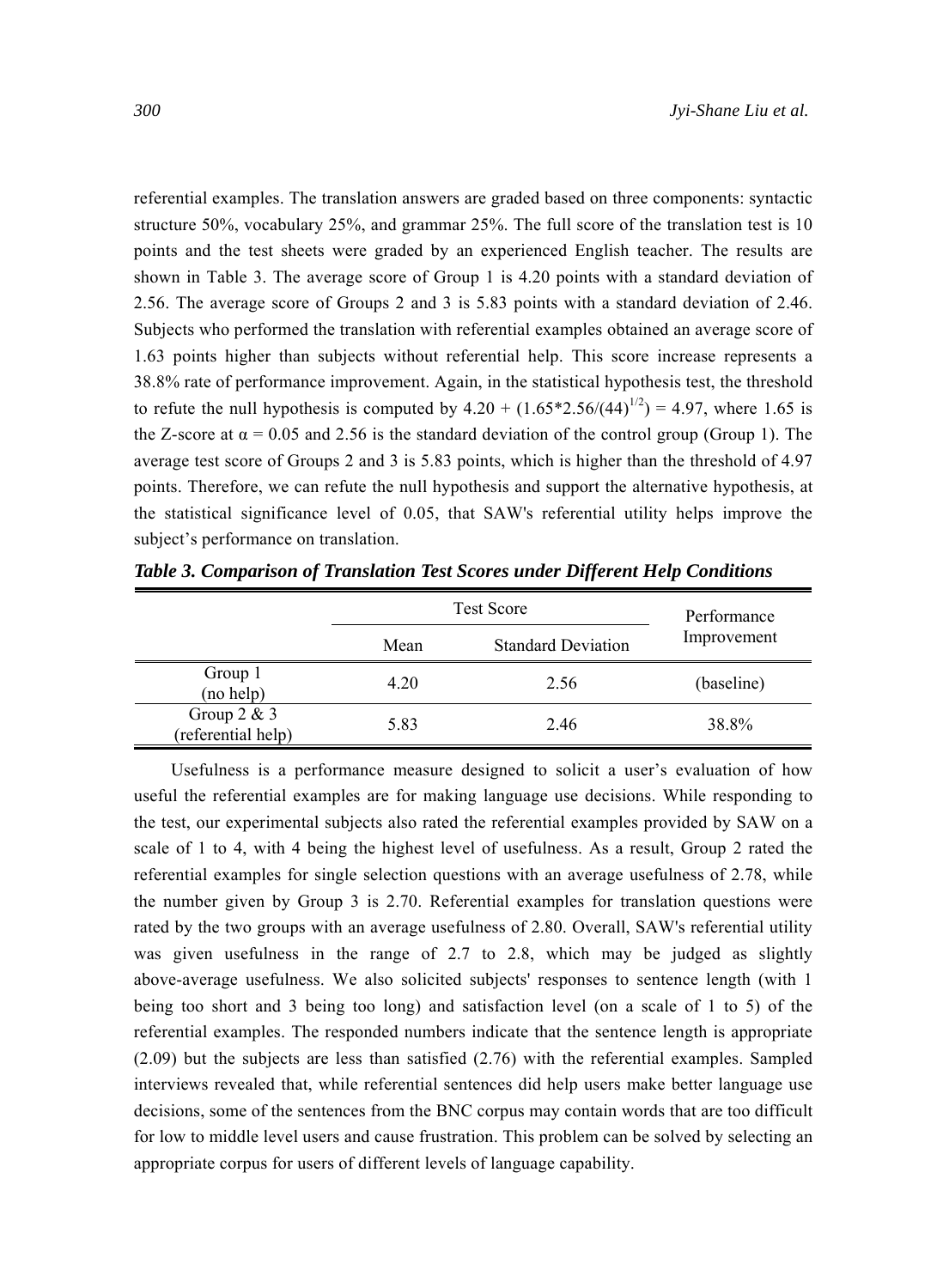referential examples. The translation answers are graded based on three components: syntactic structure 50%, vocabulary 25%, and grammar 25%. The full score of the translation test is 10 points and the test sheets were graded by an experienced English teacher. The results are shown in Table 3. The average score of Group 1 is 4.20 points with a standard deviation of 2.56. The average score of Groups 2 and 3 is 5.83 points with a standard deviation of 2.46. Subjects who performed the translation with referential examples obtained an average score of 1.63 points higher than subjects without referential help. This score increase represents a 38.8% rate of performance improvement. Again, in the statistical hypothesis test, the threshold to refute the null hypothesis is computed by $4.20 + (1.65*2.56/(44)^{1/2}) = 4.97$, where 1.65 is the Z-score at $\alpha = 0.05$ and 2.56 is the standard deviation of the control group (Group 1). The average test score of Groups 2 and 3 is 5.83 points, which is higher than the threshold of 4.97 points. Therefore, we can refute the null hypothesis and support the alternative hypothesis, at the statistical significance level of 0.05, that SAW's referential utility helps improve the subject's performance on translation.

***Table 3. Comparison of Translation Test Scores under Different Help Conditions***

| | Test Score | | Performance Improvement |
|---|---|---|---|
| | Mean | Standard Deviation | |
| Group 1 (no help) | 4.20 | 2.56 | (baseline) |
| Group 2 & 3 (referential help) | 5.83 | 2.46 | 38.8% |

Usefulness is a performance measure designed to solicit a user's evaluation of how useful the referential examples are for making language use decisions. While responding to the test, our experimental subjects also rated the referential examples provided by SAW on a scale of 1 to 4, with 4 being the highest level of usefulness. As a result, Group 2 rated the referential examples for single selection questions with an average usefulness of 2.78, while the number given by Group 3 is 2.70. Referential examples for translation questions were rated by the two groups with an average usefulness of 2.80. Overall, SAW's referential utility was given usefulness in the range of 2.7 to 2.8, which may be judged as slightly above-average usefulness. We also solicited subjects' responses to sentence length (with 1 being too short and 3 being too long) and satisfaction level (on a scale of 1 to 5) of the referential examples. The responded numbers indicate that the sentence length is appropriate (2.09) but the subjects are less than satisfied (2.76) with the referential examples. Sampled interviews revealed that, while referential sentences did help users make better language use decisions, some of the sentences from the BNC corpus may contain words that are too difficult for low to middle level users and cause frustration. This problem can be solved by selecting an appropriate corpus for users of different levels of language capability.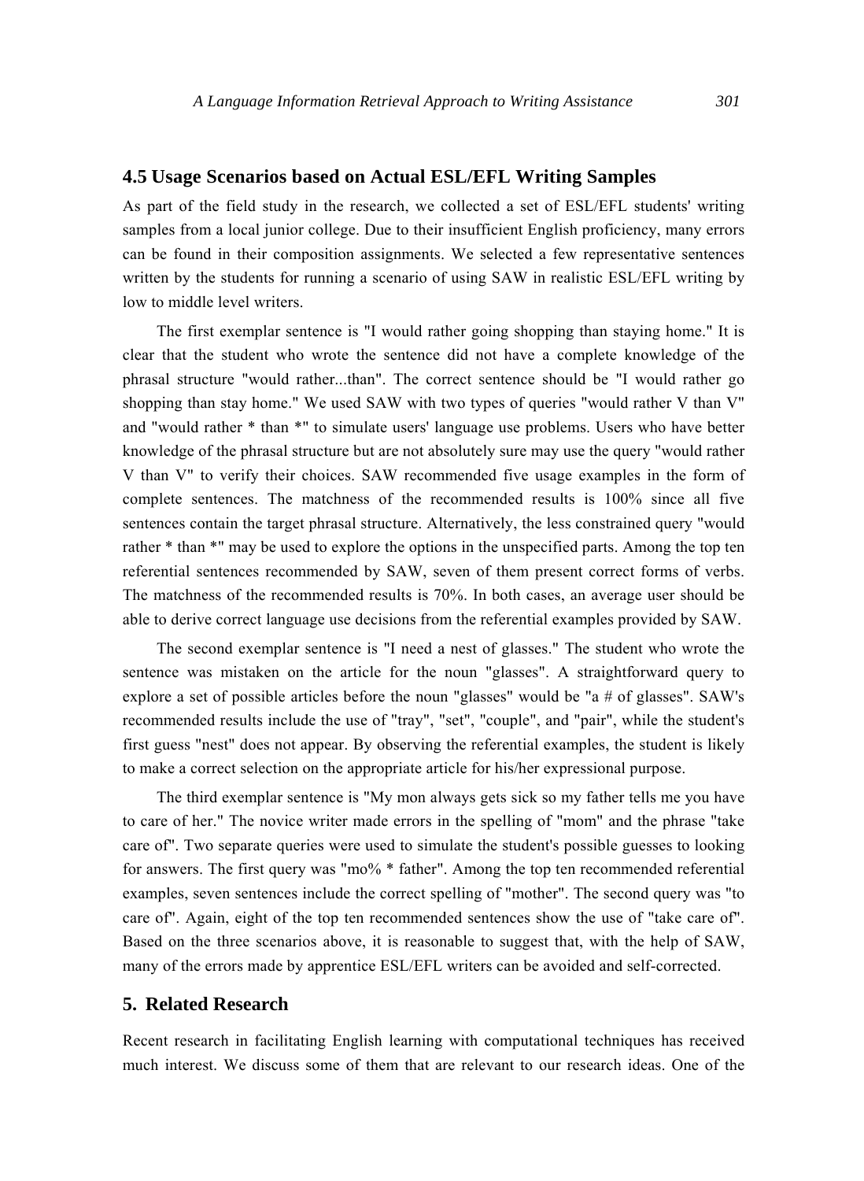### 4.5 Usage Scenarios based on Actual ESL/EFL Writing Samples

As part of the field study in the research, we collected a set of ESL/EFL students' writing samples from a local junior college. Due to their insufficient English proficiency, many errors can be found in their composition assignments. We selected a few representative sentences written by the students for running a scenario of using SAW in realistic ESL/EFL writing by low to middle level writers.

The first exemplar sentence is "I would rather going shopping than staying home." It is clear that the student who wrote the sentence did not have a complete knowledge of the phrasal structure "would rather...than". The correct sentence should be "I would rather go shopping than stay home." We used SAW with two types of queries "would rather V than V" and "would rather * than *" to simulate users' language use problems. Users who have better knowledge of the phrasal structure but are not absolutely sure may use the query "would rather V than V" to verify their choices. SAW recommended five usage examples in the form of complete sentences. The matchness of the recommended results is 100% since all five sentences contain the target phrasal structure. Alternatively, the less constrained query "would rather * than *" may be used to explore the options in the unspecified parts. Among the top ten referential sentences recommended by SAW, seven of them present correct forms of verbs. The matchness of the recommended results is 70%. In both cases, an average user should be able to derive correct language use decisions from the referential examples provided by SAW.

The second exemplar sentence is "I need a nest of glasses." The student who wrote the sentence was mistaken on the article for the noun "glasses". A straightforward query to explore a set of possible articles before the noun "glasses" would be "a # of glasses". SAW's recommended results include the use of "tray", "set", "couple", and "pair", while the student's first guess "nest" does not appear. By observing the referential examples, the student is likely to make a correct selection on the appropriate article for his/her expressional purpose.

The third exemplar sentence is "My mon always gets sick so my father tells me you have to care of her." The novice writer made errors in the spelling of "mom" and the phrase "take care of". Two separate queries were used to simulate the student's possible guesses to looking for answers. The first query was "mo% * father". Among the top ten recommended referential examples, seven sentences include the correct spelling of "mother". The second query was "to care of". Again, eight of the top ten recommended sentences show the use of "take care of". Based on the three scenarios above, it is reasonable to suggest that, with the help of SAW, many of the errors made by apprentice ESL/EFL writers can be avoided and self-corrected.

## 5. Related Research

Recent research in facilitating English learning with computational techniques has received much interest. We discuss some of them that are relevant to our research ideas. One of the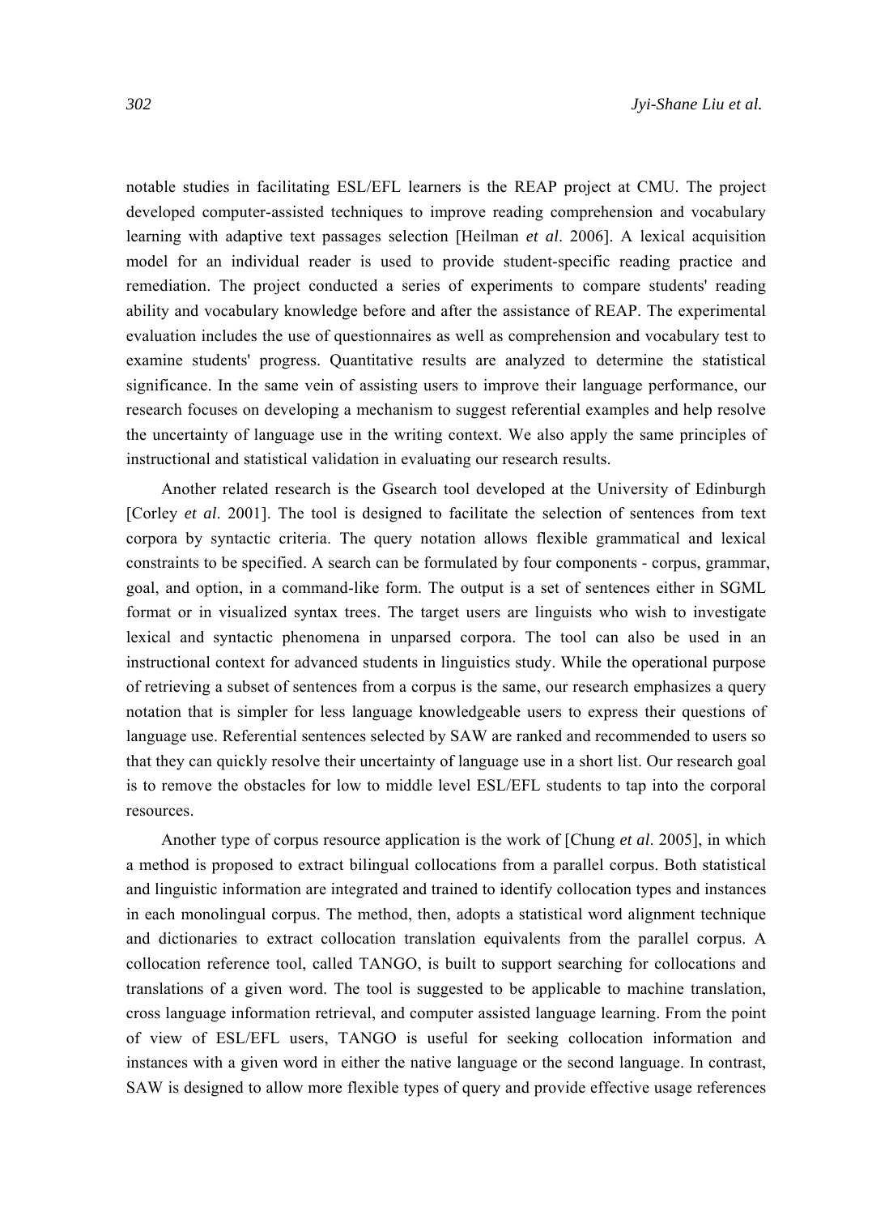notable studies in facilitating ESL/EFL learners is the REAP project at CMU. The project developed computer-assisted techniques to improve reading comprehension and vocabulary learning with adaptive text passages selection [Heilman *et al*. 2006]. A lexical acquisition model for an individual reader is used to provide student-specific reading practice and remediation. The project conducted a series of experiments to compare students' reading ability and vocabulary knowledge before and after the assistance of REAP. The experimental evaluation includes the use of questionnaires as well as comprehension and vocabulary test to examine students' progress. Quantitative results are analyzed to determine the statistical significance. In the same vein of assisting users to improve their language performance, our research focuses on developing a mechanism to suggest referential examples and help resolve the uncertainty of language use in the writing context. We also apply the same principles of instructional and statistical validation in evaluating our research results.

Another related research is the Gsearch tool developed at the University of Edinburgh [Corley *et al*. 2001]. The tool is designed to facilitate the selection of sentences from text corpora by syntactic criteria. The query notation allows flexible grammatical and lexical constraints to be specified. A search can be formulated by four components - corpus, grammar, goal, and option, in a command-like form. The output is a set of sentences either in SGML format or in visualized syntax trees. The target users are linguists who wish to investigate lexical and syntactic phenomena in unparsed corpora. The tool can also be used in an instructional context for advanced students in linguistics study. While the operational purpose of retrieving a subset of sentences from a corpus is the same, our research emphasizes a query notation that is simpler for less language knowledgeable users to express their questions of language use. Referential sentences selected by SAW are ranked and recommended to users so that they can quickly resolve their uncertainty of language use in a short list. Our research goal is to remove the obstacles for low to middle level ESL/EFL students to tap into the corporal resources.

Another type of corpus resource application is the work of [Chung *et al*. 2005], in which a method is proposed to extract bilingual collocations from a parallel corpus. Both statistical and linguistic information are integrated and trained to identify collocation types and instances in each monolingual corpus. The method, then, adopts a statistical word alignment technique and dictionaries to extract collocation translation equivalents from the parallel corpus. A collocation reference tool, called TANGO, is built to support searching for collocations and translations of a given word. The tool is suggested to be applicable to machine translation, cross language information retrieval, and computer assisted language learning. From the point of view of ESL/EFL users, TANGO is useful for seeking collocation information and instances with a given word in either the native language or the second language. In contrast, SAW is designed to allow more flexible types of query and provide effective usage references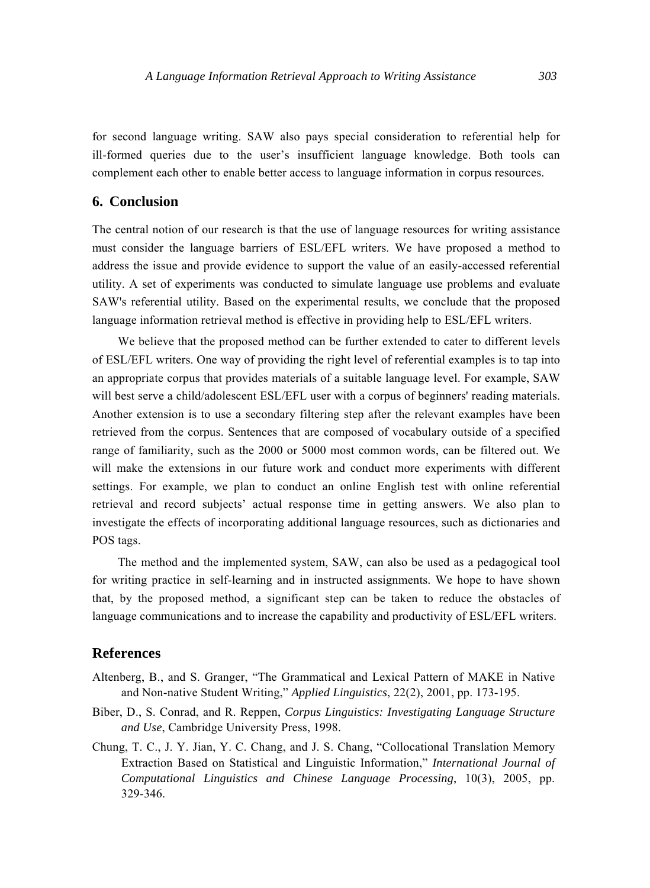for second language writing. SAW also pays special consideration to referential help for ill-formed queries due to the user's insufficient language knowledge. Both tools can complement each other to enable better access to language information in corpus resources.

## 6. Conclusion

The central notion of our research is that the use of language resources for writing assistance must consider the language barriers of ESL/EFL writers. We have proposed a method to address the issue and provide evidence to support the value of an easily-accessed referential utility. A set of experiments was conducted to simulate language use problems and evaluate SAW's referential utility. Based on the experimental results, we conclude that the proposed language information retrieval method is effective in providing help to ESL/EFL writers.

We believe that the proposed method can be further extended to cater to different levels of ESL/EFL writers. One way of providing the right level of referential examples is to tap into an appropriate corpus that provides materials of a suitable language level. For example, SAW will best serve a child/adolescent ESL/EFL user with a corpus of beginners' reading materials. Another extension is to use a secondary filtering step after the relevant examples have been retrieved from the corpus. Sentences that are composed of vocabulary outside of a specified range of familiarity, such as the 2000 or 5000 most common words, can be filtered out. We will make the extensions in our future work and conduct more experiments with different settings. For example, we plan to conduct an online English test with online referential retrieval and record subjects' actual response time in getting answers. We also plan to investigate the effects of incorporating additional language resources, such as dictionaries and POS tags.

The method and the implemented system, SAW, can also be used as a pedagogical tool for writing practice in self-learning and in instructed assignments. We hope to have shown that, by the proposed method, a significant step can be taken to reduce the obstacles of language communications and to increase the capability and productivity of ESL/EFL writers.

## References

Altenberg, B., and S. Granger, "The Grammatical and Lexical Pattern of MAKE in Native and Non-native Student Writing," *Applied Linguistics*, 22(2), 2001, pp. 173-195.

Biber, D., S. Conrad, and R. Reppen, *Corpus Linguistics: Investigating Language Structure and Use*, Cambridge University Press, 1998.

Chung, T. C., J. Y. Jian, Y. C. Chang, and J. S. Chang, "Collocational Translation Memory Extraction Based on Statistical and Linguistic Information," *International Journal of Computational Linguistics and Chinese Language Processing*, 10(3), 2005, pp. 329-346.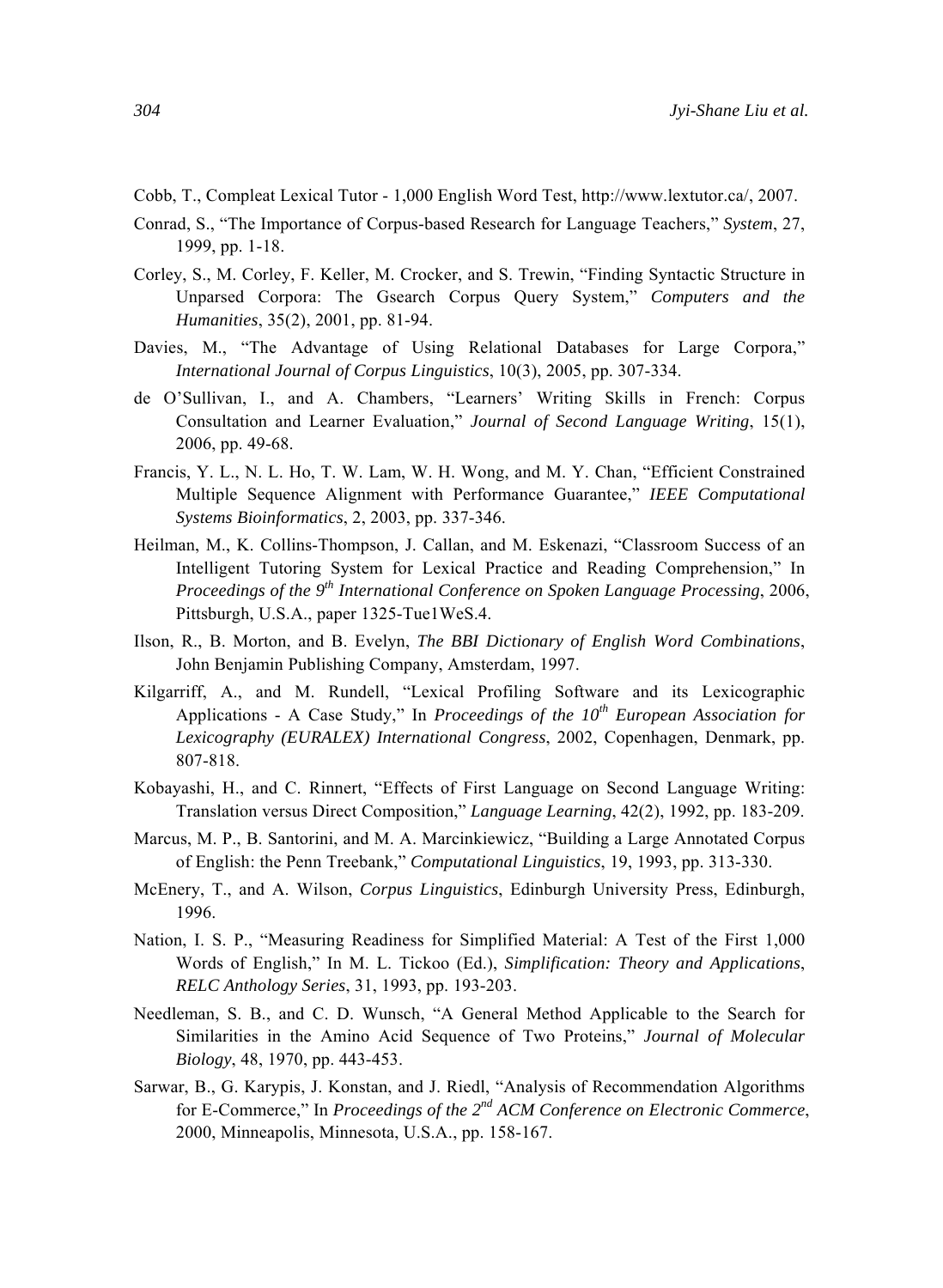Cobb, T., Compleat Lexical Tutor - 1,000 English Word Test, http://www.lextutor.ca/, 2007.

Conrad, S., "The Importance of Corpus-based Research for Language Teachers," *System*, 27, 1999, pp. 1-18.

Corley, S., M. Corley, F. Keller, M. Crocker, and S. Trewin, "Finding Syntactic Structure in Unparsed Corpora: The Gsearch Corpus Query System," *Computers and the Humanities*, 35(2), 2001, pp. 81-94.

Davies, M., "The Advantage of Using Relational Databases for Large Corpora," *International Journal of Corpus Linguistics*, 10(3), 2005, pp. 307-334.

de O'Sullivan, I., and A. Chambers, "Learners' Writing Skills in French: Corpus Consultation and Learner Evaluation," *Journal of Second Language Writing*, 15(1), 2006, pp. 49-68.

Francis, Y. L., N. L. Ho, T. W. Lam, W. H. Wong, and M. Y. Chan, "Efficient Constrained Multiple Sequence Alignment with Performance Guarantee," *IEEE Computational Systems Bioinformatics*, 2, 2003, pp. 337-346.

Heilman, M., K. Collins-Thompson, J. Callan, and M. Eskenazi, "Classroom Success of an Intelligent Tutoring System for Lexical Practice and Reading Comprehension," In *Proceedings of the 9th International Conference on Spoken Language Processing*, 2006, Pittsburgh, U.S.A., paper 1325-Tue1WeS.4.

Ilson, R., B. Morton, and B. Evelyn, *The BBI Dictionary of English Word Combinations*, John Benjamin Publishing Company, Amsterdam, 1997.

Kilgarriff, A., and M. Rundell, "Lexical Profiling Software and its Lexicographic Applications - A Case Study," In *Proceedings of the 10th European Association for Lexicography (EURALEX) International Congress*, 2002, Copenhagen, Denmark, pp. 807-818.

Kobayashi, H., and C. Rinnert, "Effects of First Language on Second Language Writing: Translation versus Direct Composition," *Language Learning*, 42(2), 1992, pp. 183-209.

Marcus, M. P., B. Santorini, and M. A. Marcinkiewicz, "Building a Large Annotated Corpus of English: the Penn Treebank," *Computational Linguistics*, 19, 1993, pp. 313-330.

McEnery, T., and A. Wilson, *Corpus Linguistics*, Edinburgh University Press, Edinburgh, 1996.

Nation, I. S. P., "Measuring Readiness for Simplified Material: A Test of the First 1,000 Words of English," In M. L. Tickoo (Ed.), *Simplification: Theory and Applications*, *RELC Anthology Series*, 31, 1993, pp. 193-203.

Needleman, S. B., and C. D. Wunsch, "A General Method Applicable to the Search for Similarities in the Amino Acid Sequence of Two Proteins," *Journal of Molecular Biology*, 48, 1970, pp. 443-453.

Sarwar, B., G. Karypis, J. Konstan, and J. Riedl, "Analysis of Recommendation Algorithms for E-Commerce," In *Proceedings of the 2nd ACM Conference on Electronic Commerce*, 2000, Minneapolis, Minnesota, U.S.A., pp. 158-167.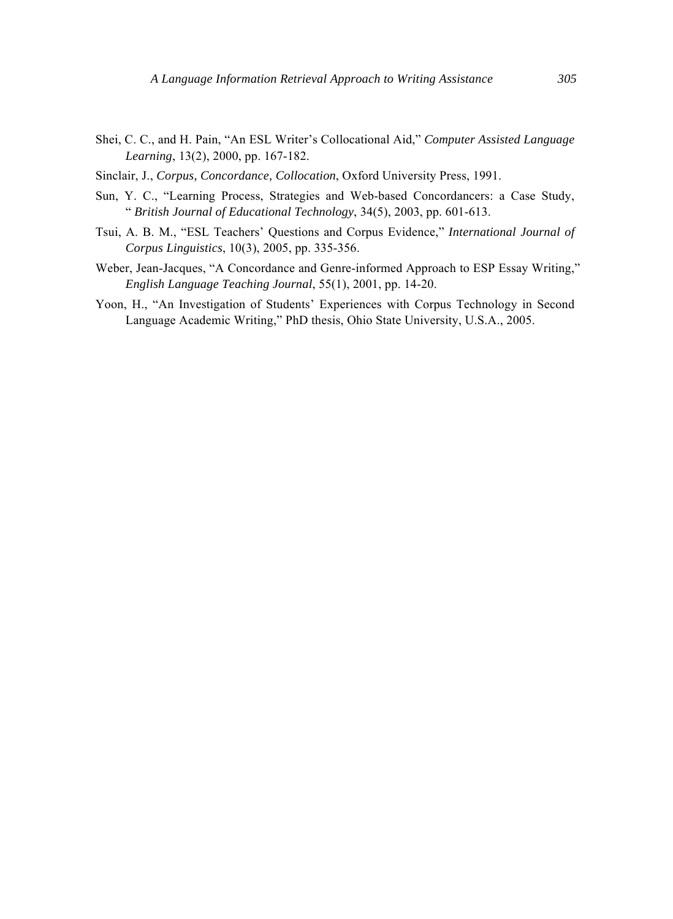Shei, C. C., and H. Pain, "An ESL Writer's Collocational Aid," *Computer Assisted Language Learning*, 13(2), 2000, pp. 167-182.

Sinclair, J., *Corpus, Concordance, Collocation*, Oxford University Press, 1991.

Sun, Y. C., "Learning Process, Strategies and Web-based Concordancers: a Case Study, " *British Journal of Educational Technology*, 34(5), 2003, pp. 601-613.

Tsui, A. B. M., "ESL Teachers' Questions and Corpus Evidence," *International Journal of Corpus Linguistics*, 10(3), 2005, pp. 335-356.

Weber, Jean-Jacques, "A Concordance and Genre-informed Approach to ESP Essay Writing," *English Language Teaching Journal*, 55(1), 2001, pp. 14-20.

Yoon, H., "An Investigation of Students' Experiences with Corpus Technology in Second Language Academic Writing," PhD thesis, Ohio State University, U.S.A., 2005.